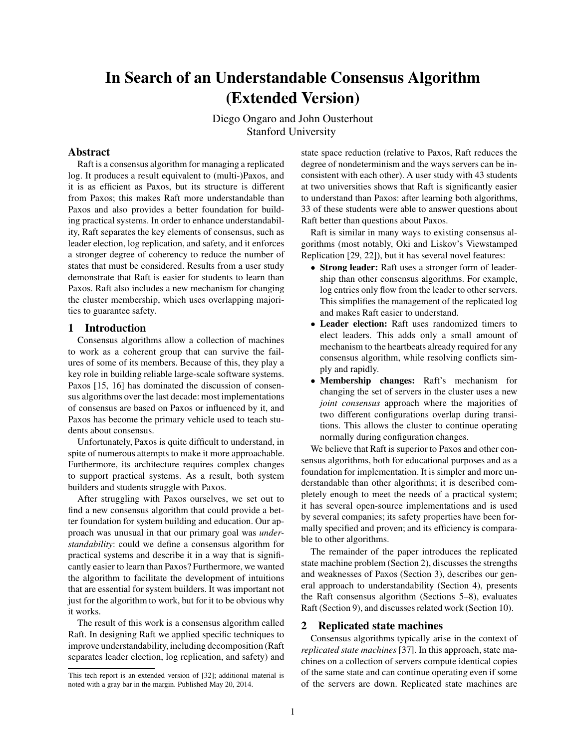# In Search of an Understandable Consensus Algorithm (Extended Version)

Diego Ongaro and John Ousterhout
Stanford University

## Abstract

Raft is a consensus algorithm for managing a replicated log. It produces a result equivalent to (multi-)Paxos, and it is as efficient as Paxos, but its structure is different from Paxos; this makes Raft more understandable than Paxos and also provides a better foundation for building practical systems. In order to enhance understandability, Raft separates the key elements of consensus, such as leader election, log replication, and safety, and it enforces a stronger degree of coherency to reduce the number of states that must be considered. Results from a user study demonstrate that Raft is easier for students to learn than Paxos. Raft also includes a new mechanism for changing the cluster membership, which uses overlapping majorities to guarantee safety.

## 1 Introduction

Consensus algorithms allow a collection of machines to work as a coherent group that can survive the failures of some of its members. Because of this, they play a key role in building reliable large-scale software systems. Paxos [15, 16] has dominated the discussion of consensus algorithms over the last decade: most implementations of consensus are based on Paxos or influenced by it, and Paxos has become the primary vehicle used to teach students about consensus.

Unfortunately, Paxos is quite difficult to understand, in spite of numerous attempts to make it more approachable. Furthermore, its architecture requires complex changes to support practical systems. As a result, both system builders and students struggle with Paxos.

After struggling with Paxos ourselves, we set out to find a new consensus algorithm that could provide a better foundation for system building and education. Our approach was unusual in that our primary goal was *understandability*: could we define a consensus algorithm for practical systems and describe it in a way that is significantly easier to learn than Paxos? Furthermore, we wanted the algorithm to facilitate the development of intuitions that are essential for system builders. It was important not just for the algorithm to work, but for it to be obvious why it works.

The result of this work is a consensus algorithm called Raft. In designing Raft we applied specific techniques to improve understandability, including decomposition (Raft separates leader election, log replication, and safety) and state space reduction (relative to Paxos, Raft reduces the degree of nondeterminism and the ways servers can be inconsistent with each other). A user study with 43 students at two universities shows that Raft is significantly easier to understand than Paxos: after learning both algorithms, 33 of these students were able to answer questions about Raft better than questions about Paxos.

Raft is similar in many ways to existing consensus algorithms (most notably, Oki and Liskov's Viewstamped Replication [29, 22]), but it has several novel features:

- **Strong leader:** Raft uses a stronger form of leadership than other consensus algorithms. For example, log entries only flow from the leader to other servers. This simplifies the management of the replicated log and makes Raft easier to understand.
- **Leader election:** Raft uses randomized timers to elect leaders. This adds only a small amount of mechanism to the heartbeats already required for any consensus algorithm, while resolving conflicts simply and rapidly.
- **Membership changes:** Raft's mechanism for changing the set of servers in the cluster uses a new *joint consensus* approach where the majorities of two different configurations overlap during transitions. This allows the cluster to continue operating normally during configuration changes.

We believe that Raft is superior to Paxos and other consensus algorithms, both for educational purposes and as a foundation for implementation. It is simpler and more understandable than other algorithms; it is described completely enough to meet the needs of a practical system; it has several open-source implementations and is used by several companies; its safety properties have been formally specified and proven; and its efficiency is comparable to other algorithms.

The remainder of the paper introduces the replicated state machine problem (Section 2), discusses the strengths and weaknesses of Paxos (Section 3), describes our general approach to understandability (Section 4), presents the Raft consensus algorithm (Sections 5–8), evaluates Raft (Section 9), and discusses related work (Section 10).

## 2 Replicated state machines

Consensus algorithms typically arise in the context of *replicated state machines* [37]. In this approach, state machines on a collection of servers compute identical copies of the same state and can continue operating even if some of the servers are down. Replicated state machines are

This tech report is an extended version of [32]; additional material is noted with a gray bar in the margin. Published May 20, 2014.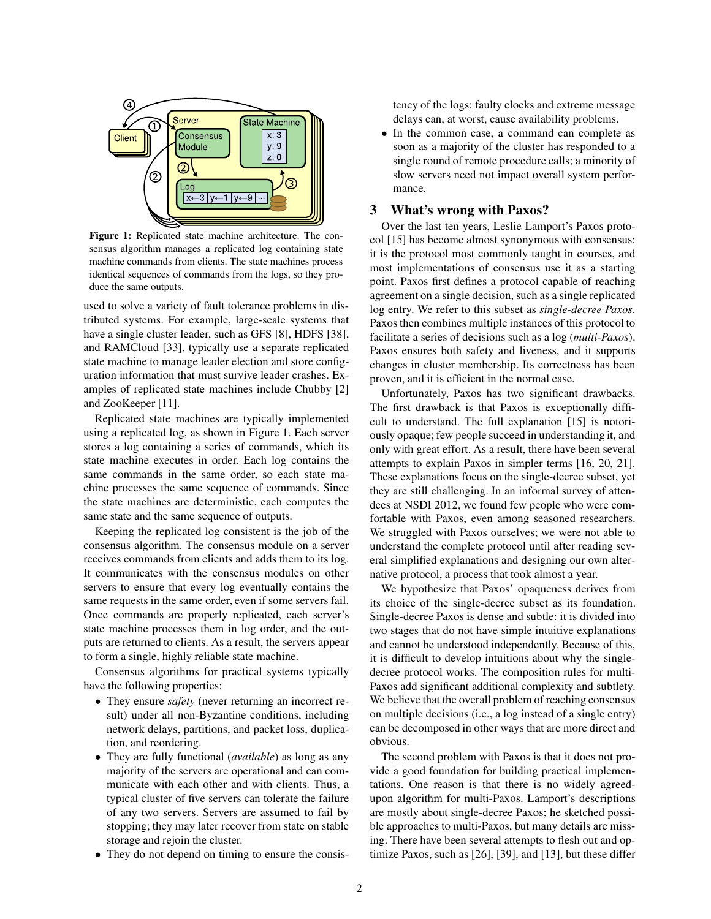**Figure 1:** Replicated state machine architecture. The consensus algorithm manages a replicated log containing state machine commands from clients. The state machines process identical sequences of commands from the logs, so they produce the same outputs.

used to solve a variety of fault tolerance problems in distributed systems. For example, large-scale systems that have a single cluster leader, such as GFS [8], HDFS [38], and RAMCloud [33], typically use a separate replicated state machine to manage leader election and store configuration information that must survive leader crashes. Examples of replicated state machines include Chubby [2] and ZooKeeper [11].

Replicated state machines are typically implemented using a replicated log, as shown in Figure 1. Each server stores a log containing a series of commands, which its state machine executes in order. Each log contains the same commands in the same order, so each state machine processes the same sequence of commands. Since the state machines are deterministic, each computes the same state and the same sequence of outputs.

Keeping the replicated log consistent is the job of the consensus algorithm. The consensus module on a server receives commands from clients and adds them to its log. It communicates with the consensus modules on other servers to ensure that every log eventually contains the same requests in the same order, even if some servers fail. Once commands are properly replicated, each server's state machine processes them in log order, and the outputs are returned to clients. As a result, the servers appear to form a single, highly reliable state machine.

Consensus algorithms for practical systems typically have the following properties:

- They ensure *safety* (never returning an incorrect result) under all non-Byzantine conditions, including network delays, partitions, and packet loss, duplication, and reordering.
- They are fully functional (*available*) as long as any majority of the servers are operational and can communicate with each other and with clients. Thus, a typical cluster of five servers can tolerate the failure of any two servers. Servers are assumed to fail by stopping; they may later recover from state on stable storage and rejoin the cluster.
- They do not depend on timing to ensure the consistency of the logs: faulty clocks and extreme message delays can, at worst, cause availability problems.
- In the common case, a command can complete as soon as a majority of the cluster has responded to a single round of remote procedure calls; a minority of slow servers need not impact overall system performance.

## 3 What's wrong with Paxos?

Over the last ten years, Leslie Lamport's Paxos protocol [15] has become almost synonymous with consensus: it is the protocol most commonly taught in courses, and most implementations of consensus use it as a starting point. Paxos first defines a protocol capable of reaching agreement on a single decision, such as a single replicated log entry. We refer to this subset as *single-decree Paxos*. Paxos then combines multiple instances of this protocol to facilitate a series of decisions such as a log (*multi-Paxos*). Paxos ensures both safety and liveness, and it supports changes in cluster membership. Its correctness has been proven, and it is efficient in the normal case.

Unfortunately, Paxos has two significant drawbacks. The first drawback is that Paxos is exceptionally difficult to understand. The full explanation [15] is notoriously opaque; few people succeed in understanding it, and only with great effort. As a result, there have been several attempts to explain Paxos in simpler terms [16, 20, 21]. These explanations focus on the single-decree subset, yet they are still challenging. In an informal survey of attendees at NSDI 2012, we found few people who were comfortable with Paxos, even among seasoned researchers. We struggled with Paxos ourselves; we were not able to understand the complete protocol until after reading several simplified explanations and designing our own alternative protocol, a process that took almost a year.

We hypothesize that Paxos' opaqueness derives from its choice of the single-decree subset as its foundation. Single-decree Paxos is dense and subtle: it is divided into two stages that do not have simple intuitive explanations and cannot be understood independently. Because of this, it is difficult to develop intuitions about why the single-decree protocol works. The composition rules for multi-Paxos add significant additional complexity and subtlety. We believe that the overall problem of reaching consensus on multiple decisions (i.e., a log instead of a single entry) can be decomposed in other ways that are more direct and obvious.

The second problem with Paxos is that it does not provide a good foundation for building practical implementations. One reason is that there is no widely agreed-upon algorithm for multi-Paxos. Lamport's descriptions are mostly about single-decree Paxos; he sketched possible approaches to multi-Paxos, but many details are missing. There have been several attempts to flesh out and optimize Paxos, such as [26], [39], and [13], but these differ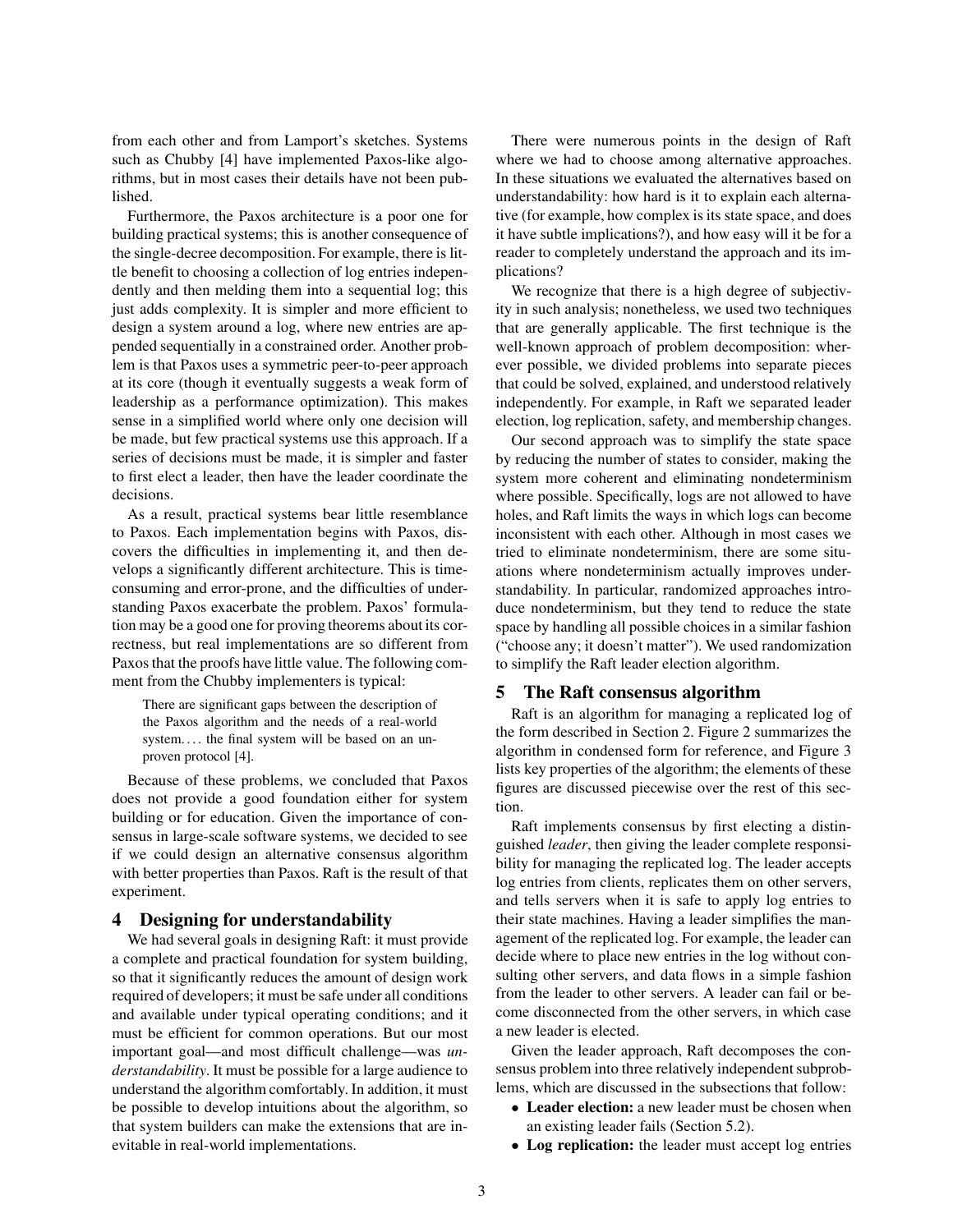from each other and from Lamport's sketches. Systems such as Chubby [4] have implemented Paxos-like algorithms, but in most cases their details have not been published.

Furthermore, the Paxos architecture is a poor one for building practical systems; this is another consequence of the single-decree decomposition. For example, there is little benefit to choosing a collection of log entries independently and then melding them into a sequential log; this just adds complexity. It is simpler and more efficient to design a system around a log, where new entries are appended sequentially in a constrained order. Another problem is that Paxos uses a symmetric peer-to-peer approach at its core (though it eventually suggests a weak form of leadership as a performance optimization). This makes sense in a simplified world where only one decision will be made, but few practical systems use this approach. If a series of decisions must be made, it is simpler and faster to first elect a leader, then have the leader coordinate the decisions.

As a result, practical systems bear little resemblance to Paxos. Each implementation begins with Paxos, discovers the difficulties in implementing it, and then develops a significantly different architecture. This is time-consuming and error-prone, and the difficulties of understanding Paxos exacerbate the problem. Paxos' formulation may be a good one for proving theorems about its correctness, but real implementations are so different from Paxos that the proofs have little value. The following comment from the Chubby implementers is typical:

> There are significant gaps between the description of the Paxos algorithm and the needs of a real-world system.... the final system will be based on an unproven protocol [4].

Because of these problems, we concluded that Paxos does not provide a good foundation either for system building or for education. Given the importance of consensus in large-scale software systems, we decided to see if we could design an alternative consensus algorithm with better properties than Paxos. Raft is the result of that experiment.

## 4 Designing for understandability

We had several goals in designing Raft: it must provide a complete and practical foundation for system building, so that it significantly reduces the amount of design work required of developers; it must be safe under all conditions and available under typical operating conditions; and it must be efficient for common operations. But our most important goal—and most difficult challenge—was *understandability*. It must be possible for a large audience to understand the algorithm comfortably. In addition, it must be possible to develop intuitions about the algorithm, so that system builders can make the extensions that are inevitable in real-world implementations.

There were numerous points in the design of Raft where we had to choose among alternative approaches. In these situations we evaluated the alternatives based on understandability: how hard is it to explain each alternative (for example, how complex is its state space, and does it have subtle implications?), and how easy will it be for a reader to completely understand the approach and its implications?

We recognize that there is a high degree of subjectivity in such analysis; nonetheless, we used two techniques that are generally applicable. The first technique is the well-known approach of problem decomposition: wherever possible, we divided problems into separate pieces that could be solved, explained, and understood relatively independently. For example, in Raft we separated leader election, log replication, safety, and membership changes.

Our second approach was to simplify the state space by reducing the number of states to consider, making the system more coherent and eliminating nondeterminism where possible. Specifically, logs are not allowed to have holes, and Raft limits the ways in which logs can become inconsistent with each other. Although in most cases we tried to eliminate nondeterminism, there are some situations where nondeterminism actually improves understandability. In particular, randomized approaches introduce nondeterminism, but they tend to reduce the state space by handling all possible choices in a similar fashion ("choose any; it doesn't matter"). We used randomization to simplify the Raft leader election algorithm.

## 5 The Raft consensus algorithm

Raft is an algorithm for managing a replicated log of the form described in Section 2. Figure 2 summarizes the algorithm in condensed form for reference, and Figure 3 lists key properties of the algorithm; the elements of these figures are discussed piecewise over the rest of this section.

Raft implements consensus by first electing a distinguished *leader*, then giving the leader complete responsibility for managing the replicated log. The leader accepts log entries from clients, replicates them on other servers, and tells servers when it is safe to apply log entries to their state machines. Having a leader simplifies the management of the replicated log. For example, the leader can decide where to place new entries in the log without consulting other servers, and data flows in a simple fashion from the leader to other servers. A leader can fail or become disconnected from the other servers, in which case a new leader is elected.

Given the leader approach, Raft decomposes the consensus problem into three relatively independent subproblems, which are discussed in the subsections that follow:

- **Leader election:** a new leader must be chosen when an existing leader fails (Section 5.2).
- **Log replication:** the leader must accept log entries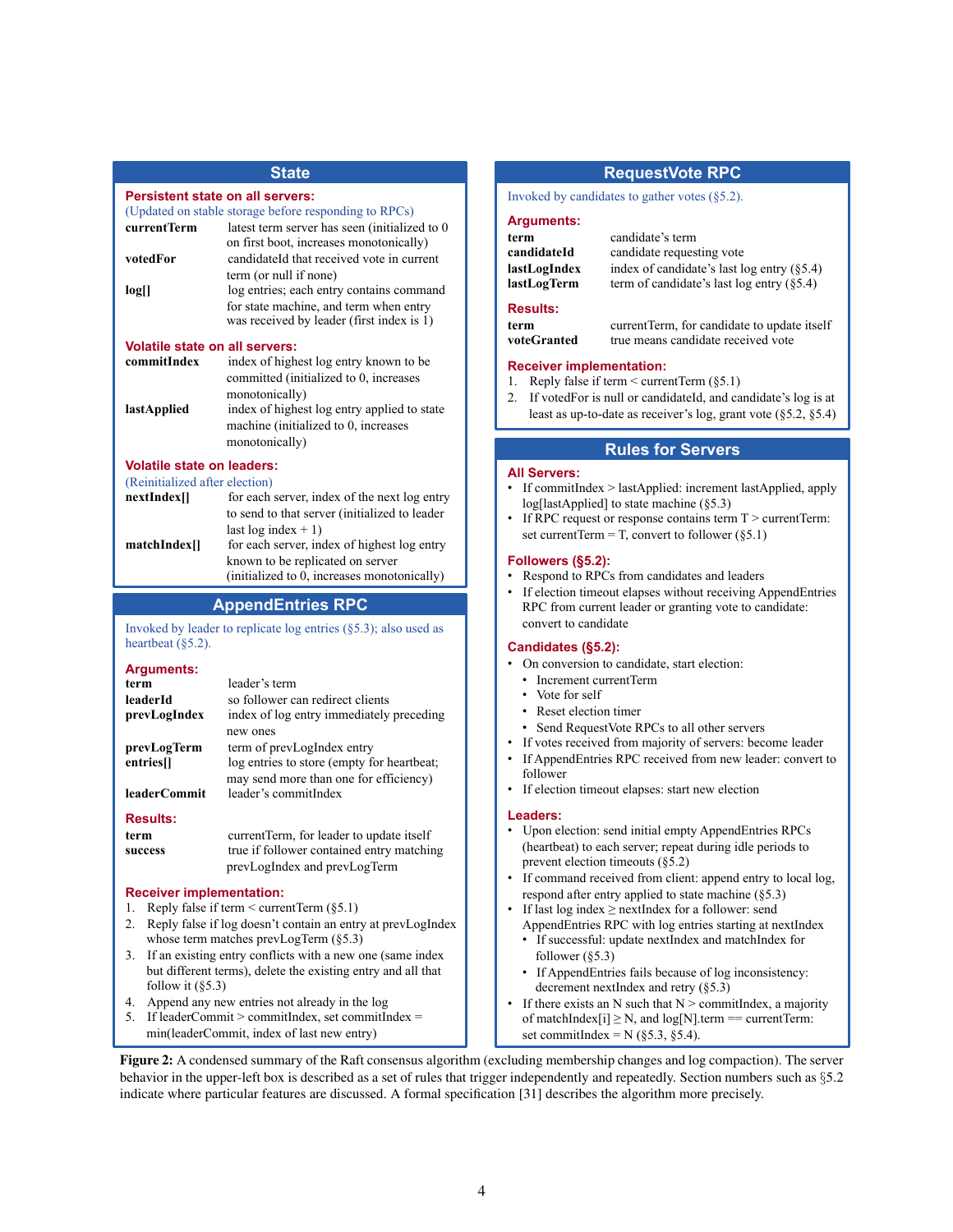## State

**Persistent state on all servers:**

(Updated on stable storage before responding to RPCs)

| | |
|---|---|
| **currentTerm** | latest term server has seen (initialized to 0 on first boot, increases monotonically) |
| **votedFor** | candidateId that received vote in current term (or null if none) |
| **log[]** | log entries; each entry contains command for state machine, and term when entry was received by leader (first index is 1) |

**Volatile state on all servers:**

| | |
|---|---|
| **commitIndex** | index of highest log entry known to be committed (initialized to 0, increases monotonically) |
| **lastApplied** | index of highest log entry applied to state machine (initialized to 0, increases monotonically) |

**Volatile state on leaders:**

(Reinitialized after election)

| | |
|---|---|
| **nextIndex[]** | for each server, index of the next log entry to send to that server (initialized to leader last log index + 1) |
| **matchIndex[]** | for each server, index of highest log entry known to be replicated on server (initialized to 0, increases monotonically) |

## AppendEntries RPC

Invoked by leader to replicate log entries (§5.3); also used as heartbeat (§5.2).

**Arguments:**

| | |
|---|---|
| **term** | leader's term |
| **leaderId** | so follower can redirect clients |
| **prevLogIndex** | index of log entry immediately preceding new ones |
| **prevLogTerm** | term of prevLogIndex entry |
| **entries[]** | log entries to store (empty for heartbeat; may send more than one for efficiency) |
| **leaderCommit** | leader's commitIndex |

**Results:**

| | |
|---|---|
| **term** | currentTerm, for leader to update itself |
| **success** | true if follower contained entry matching prevLogIndex and prevLogTerm |

**Receiver implementation:**

1. Reply false if term < currentTerm (§5.1)
2. Reply false if log doesn't contain an entry at prevLogIndex whose term matches prevLogTerm (§5.3)
3. If an existing entry conflicts with a new one (same index but different terms), delete the existing entry and all that follow it (§5.3)
4. Append any new entries not already in the log
5. If leaderCommit > commitIndex, set commitIndex = min(leaderCommit, index of last new entry)

## RequestVote RPC

Invoked by candidates to gather votes (§5.2).

**Arguments:**

| | |
|---|---|
| **term** | candidate's term |
| **candidateId** | candidate requesting vote |
| **lastLogIndex** | index of candidate's last log entry (§5.4) |
| **lastLogTerm** | term of candidate's last log entry (§5.4) |

**Results:**

| | |
|---|---|
| **term** | currentTerm, for candidate to update itself |
| **voteGranted** | true means candidate received vote |

**Receiver implementation:**

1. Reply false if term < currentTerm (§5.1)
2. If votedFor is null or candidateId, and candidate's log is at least as up-to-date as receiver's log, grant vote (§5.2, §5.4)

## Rules for Servers

**All Servers:**

- If commitIndex > lastApplied: increment lastApplied, apply log[lastApplied] to state machine (§5.3)
- If RPC request or response contains term T > currentTerm: set currentTerm = T, convert to follower (§5.1)

**Followers (§5.2):**

- Respond to RPCs from candidates and leaders
- If election timeout elapses without receiving AppendEntries RPC from current leader or granting vote to candidate: convert to candidate

**Candidates (§5.2):**

- On conversion to candidate, start election:
  - Increment currentTerm
  - Vote for self
  - Reset election timer
  - Send RequestVote RPCs to all other servers
- If votes received from majority of servers: become leader
- If AppendEntries RPC received from new leader: convert to follower
- If election timeout elapses: start new election

**Leaders:**

- Upon election: send initial empty AppendEntries RPCs (heartbeat) to each server; repeat during idle periods to prevent election timeouts (§5.2)
- If command received from client: append entry to local log, respond after entry applied to state machine (§5.3)
- If last log index ≥ nextIndex for a follower: send AppendEntries RPC with log entries starting at nextIndex
  - If successful: update nextIndex and matchIndex for follower (§5.3)
  - If AppendEntries fails because of log inconsistency: decrement nextIndex and retry (§5.3)
- If there exists an N such that N > commitIndex, a majority of matchIndex[i] ≥ N, and log[N].term == currentTerm: set commitIndex = N (§5.3, §5.4).

**Figure 2:** A condensed summary of the Raft consensus algorithm (excluding membership changes and log compaction). The server behavior in the upper-left box is described as a set of rules that trigger independently and repeatedly. Section numbers such as §5.2 indicate where particular features are discussed. A formal specification [31] describes the algorithm more precisely.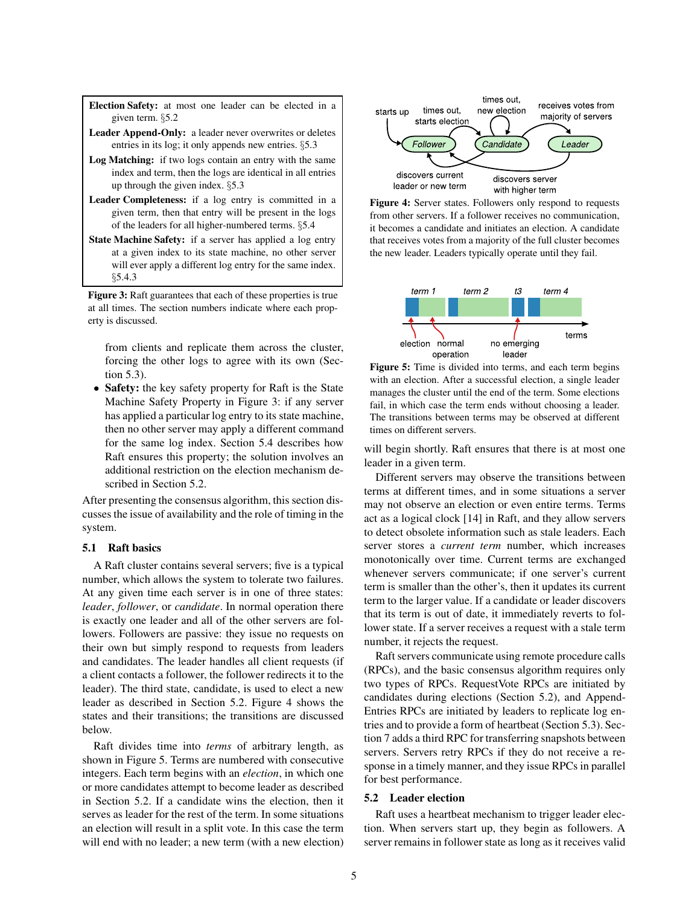**Election Safety:** at most one leader can be elected in a given term. §5.2

**Leader Append-Only:** a leader never overwrites or deletes entries in its log; it only appends new entries. §5.3

**Log Matching:** if two logs contain an entry with the same index and term, then the logs are identical in all entries up through the given index. §5.3

**Leader Completeness:** if a log entry is committed in a given term, then that entry will be present in the logs of the leaders for all higher-numbered terms. §5.4

**State Machine Safety:** if a server has applied a log entry at a given index to its state machine, no other server will ever apply a different log entry for the same index. §5.4.3

**Figure 3:** Raft guarantees that each of these properties is true at all times. The section numbers indicate where each property is discussed.

from clients and replicate them across the cluster, forcing the other logs to agree with its own (Section 5.3).

- **Safety:** the key safety property for Raft is the State Machine Safety Property in Figure 3: if any server has applied a particular log entry to its state machine, then no other server may apply a different command for the same log index. Section 5.4 describes how Raft ensures this property; the solution involves an additional restriction on the election mechanism described in Section 5.2.

After presenting the consensus algorithm, this section discusses the issue of availability and the role of timing in the system.

### 5.1 Raft basics

A Raft cluster contains several servers; five is a typical number, which allows the system to tolerate two failures. At any given time each server is in one of three states: *leader*, *follower*, or *candidate*. In normal operation there is exactly one leader and all of the other servers are followers. Followers are passive: they issue no requests on their own but simply respond to requests from leaders and candidates. The leader handles all client requests (if a client contacts a follower, the follower redirects it to the leader). The third state, candidate, is used to elect a new leader as described in Section 5.2. Figure 4 shows the states and their transitions; the transitions are discussed below.

Raft divides time into *terms* of arbitrary length, as shown in Figure 5. Terms are numbered with consecutive integers. Each term begins with an *election*, in which one or more candidates attempt to become leader as described in Section 5.2. If a candidate wins the election, then it serves as leader for the rest of the term. In some situations an election will result in a split vote. In this case the term will end with no leader; a new term (with a new election) will begin shortly. Raft ensures that there is at most one leader in a given term.

**Figure 4:** Server states. Followers only respond to requests from other servers. If a follower receives no communication, it becomes a candidate and initiates an election. A candidate that receives votes from a majority of the full cluster becomes the new leader. Leaders typically operate until they fail.

**Figure 5:** Time is divided into terms, and each term begins with an election. After a successful election, a single leader manages the cluster until the end of the term. Some elections fail, in which case the term ends without choosing a leader. The transitions between terms may be observed at different times on different servers.

Different servers may observe the transitions between terms at different times, and in some situations a server may not observe an election or even entire terms. Terms act as a logical clock [14] in Raft, and they allow servers to detect obsolete information such as stale leaders. Each server stores a *current term* number, which increases monotonically over time. Current terms are exchanged whenever servers communicate; if one server's current term is smaller than the other's, then it updates its current term to the larger value. If a candidate or leader discovers that its term is out of date, it immediately reverts to follower state. If a server receives a request with a stale term number, it rejects the request.

Raft servers communicate using remote procedure calls (RPCs), and the basic consensus algorithm requires only two types of RPCs. RequestVote RPCs are initiated by candidates during elections (Section 5.2), and AppendEntries RPCs are initiated by leaders to replicate log entries and to provide a form of heartbeat (Section 5.3). Section 7 adds a third RPC for transferring snapshots between servers. Servers retry RPCs if they do not receive a response in a timely manner, and they issue RPCs in parallel for best performance.

### 5.2 Leader election

Raft uses a heartbeat mechanism to trigger leader election. When servers start up, they begin as followers. A server remains in follower state as long as it receives valid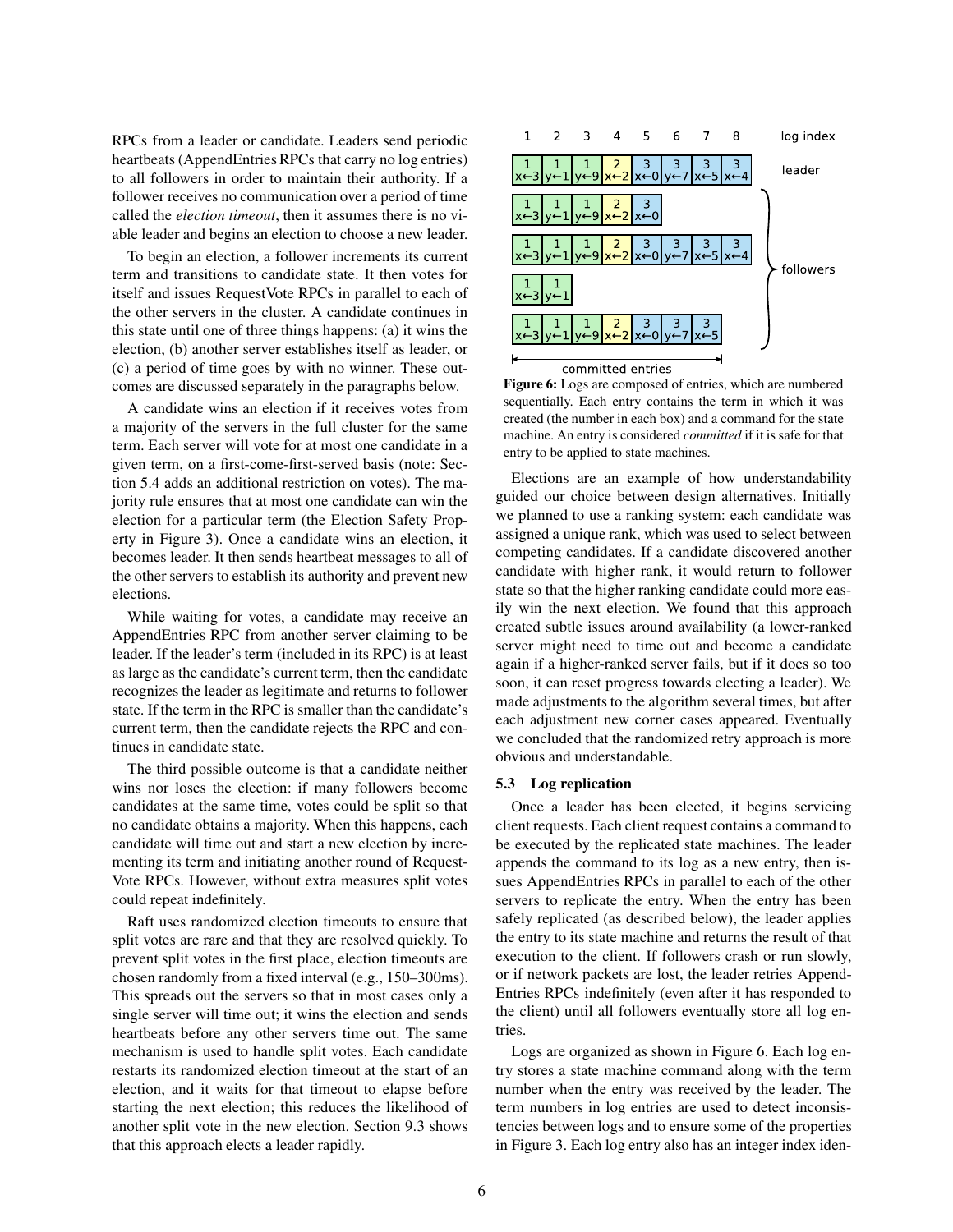RPCs from a leader or candidate. Leaders send periodic heartbeats (AppendEntries RPCs that carry no log entries) to all followers in order to maintain their authority. If a follower receives no communication over a period of time called the *election timeout*, then it assumes there is no viable leader and begins an election to choose a new leader.

To begin an election, a follower increments its current term and transitions to candidate state. It then votes for itself and issues RequestVote RPCs in parallel to each of the other servers in the cluster. A candidate continues in this state until one of three things happens: (a) it wins the election, (b) another server establishes itself as leader, or (c) a period of time goes by with no winner. These outcomes are discussed separately in the paragraphs below.

A candidate wins an election if it receives votes from a majority of the servers in the full cluster for the same term. Each server will vote for at most one candidate in a given term, on a first-come-first-served basis (note: Section 5.4 adds an additional restriction on votes). The majority rule ensures that at most one candidate can win the election for a particular term (the Election Safety Property in Figure 3). Once a candidate wins an election, it becomes leader. It then sends heartbeat messages to all of the other servers to establish its authority and prevent new elections.

While waiting for votes, a candidate may receive an AppendEntries RPC from another server claiming to be leader. If the leader's term (included in its RPC) is at least as large as the candidate's current term, then the candidate recognizes the leader as legitimate and returns to follower state. If the term in the RPC is smaller than the candidate's current term, then the candidate rejects the RPC and continues in candidate state.

The third possible outcome is that a candidate neither wins nor loses the election: if many followers become candidates at the same time, votes could be split so that no candidate obtains a majority. When this happens, each candidate will time out and start a new election by incrementing its term and initiating another round of RequestVote RPCs. However, without extra measures split votes could repeat indefinitely.

Raft uses randomized election timeouts to ensure that split votes are rare and that they are resolved quickly. To prevent split votes in the first place, election timeouts are chosen randomly from a fixed interval (e.g., 150–300ms). This spreads out the servers so that in most cases only a single server will time out; it wins the election and sends heartbeats before any other servers time out. The same mechanism is used to handle split votes. Each candidate restarts its randomized election timeout at the start of an election, and it waits for that timeout to elapse before starting the next election; this reduces the likelihood of another split vote in the new election. Section 9.3 shows that this approach elects a leader rapidly.

| log index | 1 | 2 | 3 | 4 | 5 | 6 | 7 | 8 |
|---|---|---|---|---|---|---|---|---|
| leader | 1 x←3 | 1 y←1 | 1 y←9 | 2 x←2 | 3 x←0 | 3 y←7 | 3 x←5 | 3 x←4 |
| follower | 1 x←3 | 1 y←1 | 1 y←9 | 2 x←2 | 3 x←0 | | | |
| follower | 1 x←3 | 1 y←1 | 1 y←9 | 2 x←2 | 3 x←0 | 3 y←7 | 3 x←5 | 3 x←4 |
| follower | 1 x←3 | 1 y←1 | | | | | | |
| follower | 1 x←3 | 1 y←1 | 1 y←9 | 2 x←2 | 3 x←0 | 3 y←7 | 3 x←5 | |

committed entries (indexes 1–7)

**Figure 6:** Logs are composed of entries, which are numbered sequentially. Each entry contains the term in which it was created (the number in each box) and a command for the state machine. An entry is considered *committed* if it is safe for that entry to be applied to state machines.

Elections are an example of how understandability guided our choice between design alternatives. Initially we planned to use a ranking system: each candidate was assigned a unique rank, which was used to select between competing candidates. If a candidate discovered another candidate with higher rank, it would return to follower state so that the higher ranking candidate could more easily win the next election. We found that this approach created subtle issues around availability (a lower-ranked server might need to time out and become a candidate again if a higher-ranked server fails, but if it does so too soon, it can reset progress towards electing a leader). We made adjustments to the algorithm several times, but after each adjustment new corner cases appeared. Eventually we concluded that the randomized retry approach is more obvious and understandable.

### 5.3 Log replication

Once a leader has been elected, it begins servicing client requests. Each client request contains a command to be executed by the replicated state machines. The leader appends the command to its log as a new entry, then issues AppendEntries RPCs in parallel to each of the other servers to replicate the entry. When the entry has been safely replicated (as described below), the leader applies the entry to its state machine and returns the result of that execution to the client. If followers crash or run slowly, or if network packets are lost, the leader retries AppendEntries RPCs indefinitely (even after it has responded to the client) until all followers eventually store all log entries.

Logs are organized as shown in Figure 6. Each log entry stores a state machine command along with the term number when the entry was received by the leader. The term numbers in log entries are used to detect inconsistencies between logs and to ensure some of the properties in Figure 3. Each log entry also has an integer index iden-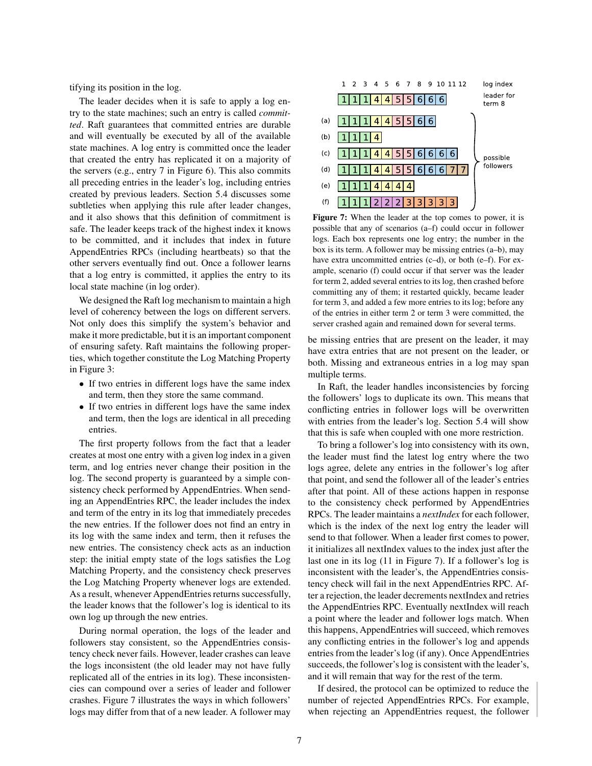tifying its position in the log.

The leader decides when it is safe to apply a log entry to the state machines; such an entry is called *committed*. Raft guarantees that committed entries are durable and will eventually be executed by all of the available state machines. A log entry is committed once the leader that created the entry has replicated it on a majority of the servers (e.g., entry 7 in Figure 6). This also commits all preceding entries in the leader's log, including entries created by previous leaders. Section 5.4 discusses some subtleties when applying this rule after leader changes, and it also shows that this definition of commitment is safe. The leader keeps track of the highest index it knows to be committed, and it includes that index in future AppendEntries RPCs (including heartbeats) so that the other servers eventually find out. Once a follower learns that a log entry is committed, it applies the entry to its local state machine (in log order).

We designed the Raft log mechanism to maintain a high level of coherency between the logs on different servers. Not only does this simplify the system's behavior and make it more predictable, but it is an important component of ensuring safety. Raft maintains the following properties, which together constitute the Log Matching Property in Figure 3:

- If two entries in different logs have the same index and term, then they store the same command.
- If two entries in different logs have the same index and term, then the logs are identical in all preceding entries.

The first property follows from the fact that a leader creates at most one entry with a given log index in a given term, and log entries never change their position in the log. The second property is guaranteed by a simple consistency check performed by AppendEntries. When sending an AppendEntries RPC, the leader includes the index and term of the entry in its log that immediately precedes the new entries. If the follower does not find an entry in its log with the same index and term, then it refuses the new entries. The consistency check acts as an induction step: the initial empty state of the logs satisfies the Log Matching Property, and the consistency check preserves the Log Matching Property whenever logs are extended. As a result, whenever AppendEntries returns successfully, the leader knows that the follower's log is identical to its own log up through the new entries.

During normal operation, the logs of the leader and followers stay consistent, so the AppendEntries consistency check never fails. However, leader crashes can leave the logs inconsistent (the old leader may not have fully replicated all of the entries in its log). These inconsistencies can compound over a series of leader and follower crashes. Figure 7 illustrates the ways in which followers' logs may differ from that of a new leader. A follower may be missing entries that are present on the leader, it may have extra entries that are not present on the leader, or both. Missing and extraneous entries in a log may span multiple terms.

| | log index: 1 | 2 | 3 | 4 | 5 | 6 | 7 | 8 | 9 | 10 | 11 | 12 |
|---|---|---|---|---|---|---|---|---|---|---|---|---|
| leader for term 8 | 1 | 1 | 1 | 4 | 4 | 5 | 5 | 6 | 6 | 6 | | |
| (a) | 1 | 1 | 1 | 4 | 4 | 5 | 5 | 6 | 6 | | | |
| (b) | 1 | 1 | 1 | 4 | | | | | | | | |
| (c) | 1 | 1 | 1 | 4 | 4 | 5 | 5 | 6 | 6 | 6 | 6 | |
| (d) | 1 | 1 | 1 | 4 | 4 | 5 | 5 | 6 | 6 | 6 | 7 | 7 |
| (e) | 1 | 1 | 1 | 4 | 4 | 4 | 4 | | | | | |
| (f) | 1 | 1 | 1 | 2 | 2 | 2 | 3 | 3 | 3 | 3 | 3 | |

(a)–(f): possible followers

**Figure 7:** When the leader at the top comes to power, it is possible that any of scenarios (a–f) could occur in follower logs. Each box represents one log entry; the number in the box is its term. A follower may be missing entries (a–b), may have extra uncommitted entries (c–d), or both (e–f). For example, scenario (f) could occur if that server was the leader for term 2, added several entries to its log, then crashed before committing any of them; it restarted quickly, became leader for term 3, and added a few more entries to its log; before any of the entries in either term 2 or term 3 were committed, the server crashed again and remained down for several terms.

In Raft, the leader handles inconsistencies by forcing the followers' logs to duplicate its own. This means that conflicting entries in follower logs will be overwritten with entries from the leader's log. Section 5.4 will show that this is safe when coupled with one more restriction.

To bring a follower's log into consistency with its own, the leader must find the latest log entry where the two logs agree, delete any entries in the follower's log after that point, and send the follower all of the leader's entries after that point. All of these actions happen in response to the consistency check performed by AppendEntries RPCs. The leader maintains a *nextIndex* for each follower, which is the index of the next log entry the leader will send to that follower. When a leader first comes to power, it initializes all nextIndex values to the index just after the last one in its log (11 in Figure 7). If a follower's log is inconsistent with the leader's, the AppendEntries consistency check will fail in the next AppendEntries RPC. After a rejection, the leader decrements nextIndex and retries the AppendEntries RPC. Eventually nextIndex will reach a point where the leader and follower logs match. When this happens, AppendEntries will succeed, which removes any conflicting entries in the follower's log and appends entries from the leader's log (if any). Once AppendEntries succeeds, the follower's log is consistent with the leader's, and it will remain that way for the rest of the term.

If desired, the protocol can be optimized to reduce the number of rejected AppendEntries RPCs. For example, when rejecting an AppendEntries request, the follower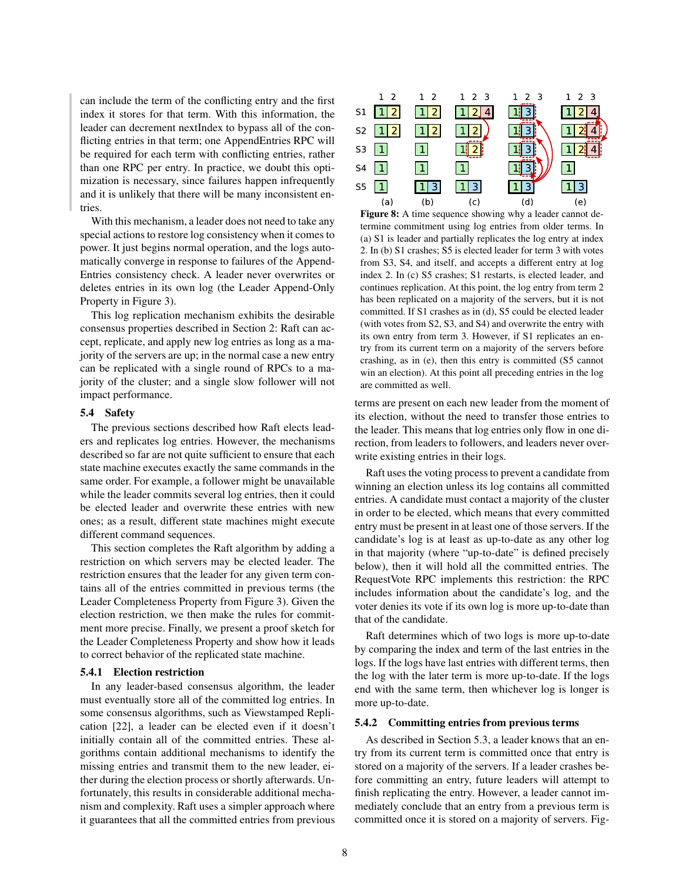can include the term of the conflicting entry and the first index it stores for that term. With this information, the leader can decrement nextIndex to bypass all of the conflicting entries in that term; one AppendEntries RPC will be required for each term with conflicting entries, rather than one RPC per entry. In practice, we doubt this optimization is necessary, since failures happen infrequently and it is unlikely that there will be many inconsistent entries.

With this mechanism, a leader does not need to take any special actions to restore log consistency when it comes to power. It just begins normal operation, and the logs automatically converge in response to failures of the Append-Entries consistency check. A leader never overwrites or deletes entries in its own log (the Leader Append-Only Property in Figure 3).

This log replication mechanism exhibits the desirable consensus properties described in Section 2: Raft can accept, replicate, and apply new log entries as long as a majority of the servers are up; in the normal case a new entry can be replicated with a single round of RPCs to a majority of the cluster; and a single slow follower will not impact performance.

### 5.4 Safety

The previous sections described how Raft elects leaders and replicates log entries. However, the mechanisms described so far are not quite sufficient to ensure that each state machine executes exactly the same commands in the same order. For example, a follower might be unavailable while the leader commits several log entries, then it could be elected leader and overwrite these entries with new ones; as a result, different state machines might execute different command sequences.

This section completes the Raft algorithm by adding a restriction on which servers may be elected leader. The restriction ensures that the leader for any given term contains all of the entries committed in previous terms (the Leader Completeness Property from Figure 3). Given the election restriction, we then make the rules for commitment more precise. Finally, we present a proof sketch for the Leader Completeness Property and show how it leads to correct behavior of the replicated state machine.

#### 5.4.1 Election restriction

In any leader-based consensus algorithm, the leader must eventually store all of the committed log entries. In some consensus algorithms, such as Viewstamped Replication [22], a leader can be elected even if it doesn't initially contain all of the committed entries. These algorithms contain additional mechanisms to identify the missing entries and transmit them to the new leader, either during the election process or shortly afterwards. Unfortunately, this results in considerable additional mechanism and complexity. Raft uses a simpler approach where it guarantees that all the committed entries from previous terms are present on each new leader from the moment of its election, without the need to transfer those entries to the leader. This means that log entries only flow in one direction, from leaders to followers, and leaders never overwrite existing entries in their logs.

**Figure 8:** A time sequence showing why a leader cannot determine commitment using log entries from older terms. In (a) S1 is leader and partially replicates the log entry at index 2. In (b) S1 crashes; S5 is elected leader for term 3 with votes from S3, S4, and itself, and accepts a different entry at log index 2. In (c) S5 crashes; S1 restarts, is elected leader, and continues replication. At this point, the log entry from term 2 has been replicated on a majority of the servers, but it is not committed. If S1 crashes as in (d), S5 could be elected leader (with votes from S2, S3, and S4) and overwrite the entry with its own entry from term 3. However, if S1 replicates an entry from its current term on a majority of the servers before crashing, as in (e), then this entry is committed (S5 cannot win an election). At this point all preceding entries in the log are committed as well.

Raft uses the voting process to prevent a candidate from winning an election unless its log contains all committed entries. A candidate must contact a majority of the cluster in order to be elected, which means that every committed entry must be present in at least one of those servers. If the candidate's log is at least as up-to-date as any other log in that majority (where "up-to-date" is defined precisely below), then it will hold all the committed entries. The RequestVote RPC implements this restriction: the RPC includes information about the candidate's log, and the voter denies its vote if its own log is more up-to-date than that of the candidate.

Raft determines which of two logs is more up-to-date by comparing the index and term of the last entries in the logs. If the logs have last entries with different terms, then the log with the later term is more up-to-date. If the logs end with the same term, then whichever log is longer is more up-to-date.

#### 5.4.2 Committing entries from previous terms

As described in Section 5.3, a leader knows that an entry from its current term is committed once that entry is stored on a majority of the servers. If a leader crashes before committing an entry, future leaders will attempt to finish replicating the entry. However, a leader cannot immediately conclude that an entry from a previous term is committed once it is stored on a majority of servers. Fig-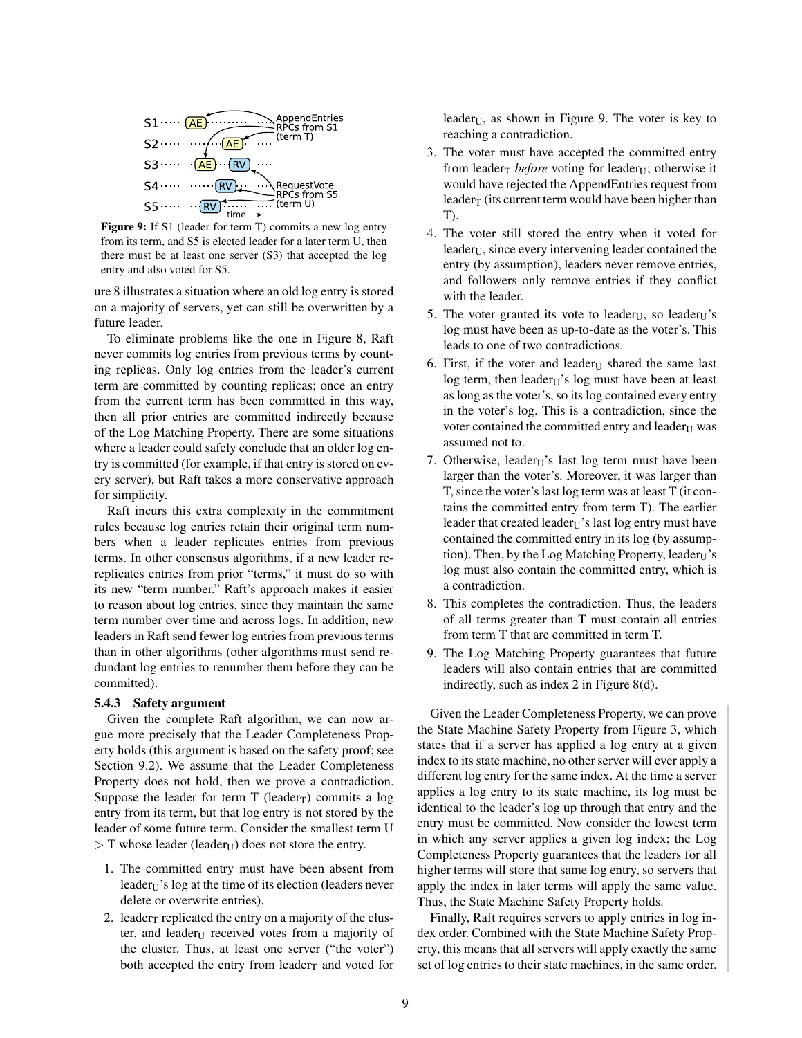Figure 9: If S1 (leader for term T) commits a new log entry from its term, and S5 is elected leader for a later term U, then there must be at least one server (S3) that accepted the log entry and also voted for S5.

ure 8 illustrates a situation where an old log entry is stored on a majority of servers, yet can still be overwritten by a future leader.

To eliminate problems like the one in Figure 8, Raft never commits log entries from previous terms by counting replicas. Only log entries from the leader's current term are committed by counting replicas; once an entry from the current term has been committed in this way, then all prior entries are committed indirectly because of the Log Matching Property. There are some situations where a leader could safely conclude that an older log entry is committed (for example, if that entry is stored on every server), but Raft takes a more conservative approach for simplicity.

Raft incurs this extra complexity in the commitment rules because log entries retain their original term numbers when a leader replicates entries from previous terms. In other consensus algorithms, if a new leader re-replicates entries from prior "terms," it must do so with its new "term number." Raft's approach makes it easier to reason about log entries, since they maintain the same term number over time and across logs. In addition, new leaders in Raft send fewer log entries from previous terms than in other algorithms (other algorithms must send redundant log entries to renumber them before they can be committed).

### 5.4.3 Safety argument

Given the complete Raft algorithm, we can now argue more precisely that the Leader Completeness Property holds (this argument is based on the safety proof; see Section 9.2). We assume that the Leader Completeness Property does not hold, then we prove a contradiction. Suppose the leader for term T ($leader_T$) commits a log entry from its term, but that log entry is not stored by the leader of some future term. Consider the smallest term U > T whose leader ($leader_U$) does not store the entry.

1. The committed entry must have been absent from $leader_U$'s log at the time of its election (leaders never delete or overwrite entries).
2. $leader_T$ replicated the entry on a majority of the cluster, and $leader_U$ received votes from a majority of the cluster. Thus, at least one server ("the voter") both accepted the entry from $leader_T$ and voted for $leader_U$, as shown in Figure 9. The voter is key to reaching a contradiction.
3. The voter must have accepted the committed entry from $leader_T$ *before* voting for $leader_U$; otherwise it would have rejected the AppendEntries request from $leader_T$ (its current term would have been higher than T).
4. The voter still stored the entry when it voted for $leader_U$, since every intervening leader contained the entry (by assumption), leaders never remove entries, and followers only remove entries if they conflict with the leader.
5. The voter granted its vote to $leader_U$, so $leader_U$'s log must have been as up-to-date as the voter's. This leads to one of two contradictions.
6. First, if the voter and $leader_U$ shared the same last log term, then $leader_U$'s log must have been at least as long as the voter's, so its log contained every entry in the voter's log. This is a contradiction, since the voter contained the committed entry and $leader_U$ was assumed not to.
7. Otherwise, $leader_U$'s last log term must have been larger than the voter's. Moreover, it was larger than T, since the voter's last log term was at least T (it contains the committed entry from term T). The earlier leader that created $leader_U$'s last log entry must have contained the committed entry in its log (by assumption). Then, by the Log Matching Property, $leader_U$'s log must also contain the committed entry, which is a contradiction.
8. This completes the contradiction. Thus, the leaders of all terms greater than T must contain all entries from term T that are committed in term T.
9. The Log Matching Property guarantees that future leaders will also contain entries that are committed indirectly, such as index 2 in Figure 8(d).

Given the Leader Completeness Property, we can prove the State Machine Safety Property from Figure 3, which states that if a server has applied a log entry at a given index to its state machine, no other server will ever apply a different log entry for the same index. At the time a server applies a log entry to its state machine, its log must be identical to the leader's log up through that entry and the entry must be committed. Now consider the lowest term in which any server applies a given log index; the Log Completeness Property guarantees that the leaders for all higher terms will store that same log entry, so servers that apply the index in later terms will apply the same value. Thus, the State Machine Safety Property holds.

Finally, Raft requires servers to apply entries in log index order. Combined with the State Machine Safety Property, this means that all servers will apply exactly the same set of log entries to their state machines, in the same order.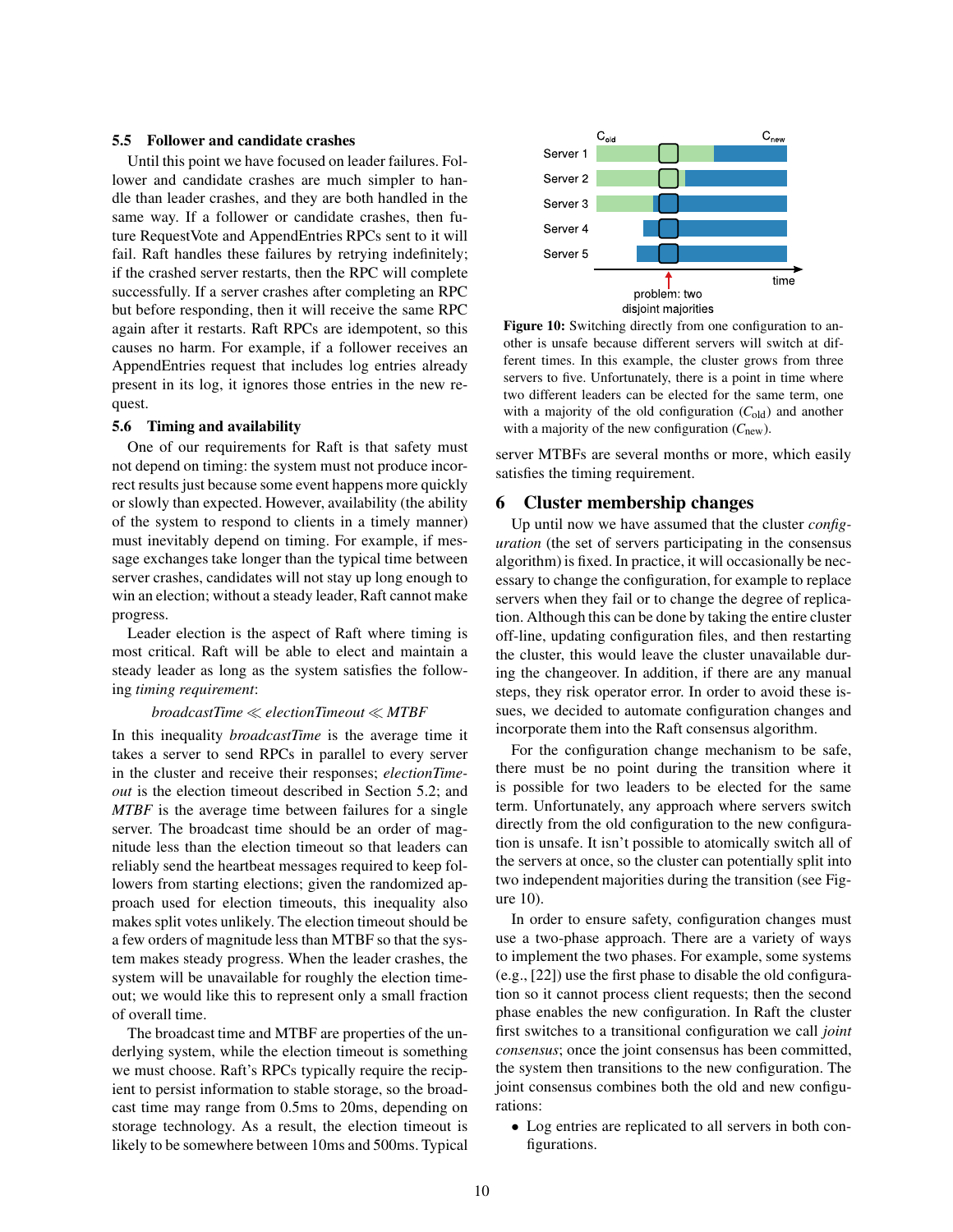### 5.5 Follower and candidate crashes

Until this point we have focused on leader failures. Follower and candidate crashes are much simpler to handle than leader crashes, and they are both handled in the same way. If a follower or candidate crashes, then future RequestVote and AppendEntries RPCs sent to it will fail. Raft handles these failures by retrying indefinitely; if the crashed server restarts, then the RPC will complete successfully. If a server crashes after completing an RPC but before responding, then it will receive the same RPC again after it restarts. Raft RPCs are idempotent, so this causes no harm. For example, if a follower receives an AppendEntries request that includes log entries already present in its log, it ignores those entries in the new request.

### 5.6 Timing and availability

One of our requirements for Raft is that safety must not depend on timing: the system must not produce incorrect results just because some event happens more quickly or slowly than expected. However, availability (the ability of the system to respond to clients in a timely manner) must inevitably depend on timing. For example, if message exchanges take longer than the typical time between server crashes, candidates will not stay up long enough to win an election; without a steady leader, Raft cannot make progress.

Leader election is the aspect of Raft where timing is most critical. Raft will be able to elect and maintain a steady leader as long as the system satisfies the following *timing requirement*:

$$\textit{broadcastTime} \ll \textit{electionTimeout} \ll \textit{MTBF}$$

In this inequality *broadcastTime* is the average time it takes a server to send RPCs in parallel to every server in the cluster and receive their responses; *electionTimeout* is the election timeout described in Section 5.2; and *MTBF* is the average time between failures for a single server. The broadcast time should be an order of magnitude less than the election timeout so that leaders can reliably send the heartbeat messages required to keep followers from starting elections; given the randomized approach used for election timeouts, this inequality also makes split votes unlikely. The election timeout should be a few orders of magnitude less than MTBF so that the system makes steady progress. When the leader crashes, the system will be unavailable for roughly the election timeout; we would like this to represent only a small fraction of overall time.

The broadcast time and MTBF are properties of the underlying system, while the election timeout is something we must choose. Raft's RPCs typically require the recipient to persist information to stable storage, so the broadcast time may range from 0.5ms to 20ms, depending on storage technology. As a result, the election timeout is likely to be somewhere between 10ms and 500ms. Typical server MTBFs are several months or more, which easily satisfies the timing requirement.

**Figure 10:** Switching directly from one configuration to another is unsafe because different servers will switch at different times. In this example, the cluster grows from three servers to five. Unfortunately, there is a point in time where two different leaders can be elected for the same term, one with a majority of the old configuration ($C_{\text{old}}$) and another with a majority of the new configuration ($C_{\text{new}}$).

## 6 Cluster membership changes

Up until now we have assumed that the cluster *configuration* (the set of servers participating in the consensus algorithm) is fixed. In practice, it will occasionally be necessary to change the configuration, for example to replace servers when they fail or to change the degree of replication. Although this can be done by taking the entire cluster off-line, updating configuration files, and then restarting the cluster, this would leave the cluster unavailable during the changeover. In addition, if there are any manual steps, they risk operator error. In order to avoid these issues, we decided to automate configuration changes and incorporate them into the Raft consensus algorithm.

For the configuration change mechanism to be safe, there must be no point during the transition where it is possible for two leaders to be elected for the same term. Unfortunately, any approach where servers switch directly from the old configuration to the new configuration is unsafe. It isn't possible to atomically switch all of the servers at once, so the cluster can potentially split into two independent majorities during the transition (see Figure 10).

In order to ensure safety, configuration changes must use a two-phase approach. There are a variety of ways to implement the two phases. For example, some systems (e.g., [22]) use the first phase to disable the old configuration so it cannot process client requests; then the second phase enables the new configuration. In Raft the cluster first switches to a transitional configuration we call *joint consensus*; once the joint consensus has been committed, the system then transitions to the new configuration. The joint consensus combines both the old and new configurations:

- Log entries are replicated to all servers in both configurations.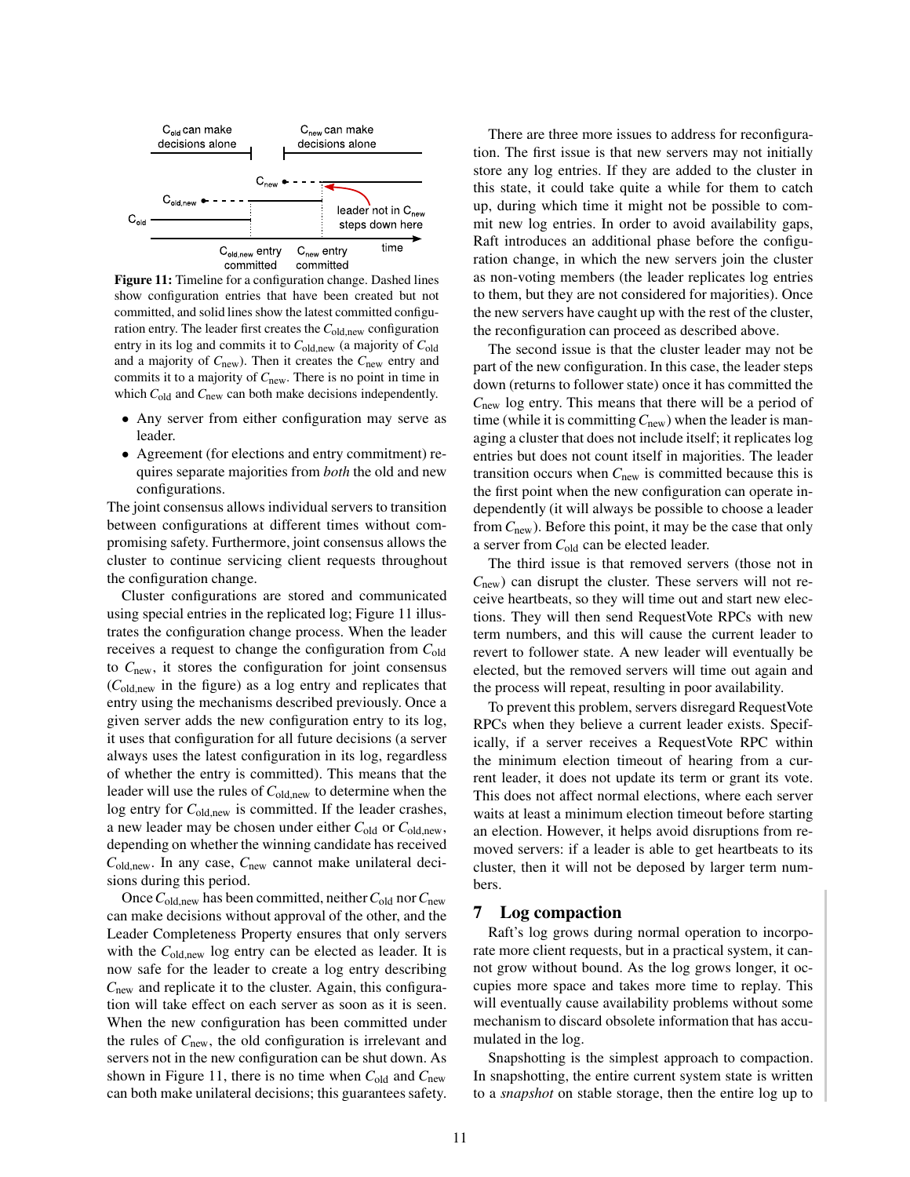Figure 11: Timeline for a configuration change. Dashed lines show configuration entries that have been created but not committed, and solid lines show the latest committed configuration entry. The leader first creates the $C_{old,new}$ configuration entry in its log and commits it to $C_{old,new}$ (a majority of $C_{old}$ and a majority of $C_{new}$). Then it creates the $C_{new}$ entry and commits it to a majority of $C_{new}$. There is no point in time in which $C_{old}$ and $C_{new}$ can both make decisions independently.

- Any server from either configuration may serve as leader.
- Agreement (for elections and entry commitment) requires separate majorities from *both* the old and new configurations.

The joint consensus allows individual servers to transition between configurations at different times without compromising safety. Furthermore, joint consensus allows the cluster to continue servicing client requests throughout the configuration change.

Cluster configurations are stored and communicated using special entries in the replicated log; Figure 11 illustrates the configuration change process. When the leader receives a request to change the configuration from $C_{old}$ to $C_{new}$, it stores the configuration for joint consensus ($C_{old,new}$ in the figure) as a log entry and replicates that entry using the mechanisms described previously. Once a given server adds the new configuration entry to its log, it uses that configuration for all future decisions (a server always uses the latest configuration in its log, regardless of whether the entry is committed). This means that the leader will use the rules of $C_{old,new}$ to determine when the log entry for $C_{old,new}$ is committed. If the leader crashes, a new leader may be chosen under either $C_{old}$ or $C_{old,new}$, depending on whether the winning candidate has received $C_{old,new}$. In any case, $C_{new}$ cannot make unilateral decisions during this period.

Once $C_{old,new}$ has been committed, neither $C_{old}$ nor $C_{new}$ can make decisions without approval of the other, and the Leader Completeness Property ensures that only servers with the $C_{old,new}$ log entry can be elected as leader. It is now safe for the leader to create a log entry describing $C_{new}$ and replicate it to the cluster. Again, this configuration will take effect on each server as soon as it is seen. When the new configuration has been committed under the rules of $C_{new}$, the old configuration is irrelevant and servers not in the new configuration can be shut down. As shown in Figure 11, there is no time when $C_{old}$ and $C_{new}$ can both make unilateral decisions; this guarantees safety.

There are three more issues to address for reconfiguration. The first issue is that new servers may not initially store any log entries. If they are added to the cluster in this state, it could take quite a while for them to catch up, during which time it might not be possible to commit new log entries. In order to avoid availability gaps, Raft introduces an additional phase before the configuration change, in which the new servers join the cluster as non-voting members (the leader replicates log entries to them, but they are not considered for majorities). Once the new servers have caught up with the rest of the cluster, the reconfiguration can proceed as described above.

The second issue is that the cluster leader may not be part of the new configuration. In this case, the leader steps down (returns to follower state) once it has committed the $C_{new}$ log entry. This means that there will be a period of time (while it is committing $C_{new}$) when the leader is managing a cluster that does not include itself; it replicates log entries but does not count itself in majorities. The leader transition occurs when $C_{new}$ is committed because this is the first point when the new configuration can operate independently (it will always be possible to choose a leader from $C_{new}$). Before this point, it may be the case that only a server from $C_{old}$ can be elected leader.

The third issue is that removed servers (those not in $C_{new}$) can disrupt the cluster. These servers will not receive heartbeats, so they will time out and start new elections. They will then send RequestVote RPCs with new term numbers, and this will cause the current leader to revert to follower state. A new leader will eventually be elected, but the removed servers will time out again and the process will repeat, resulting in poor availability.

To prevent this problem, servers disregard RequestVote RPCs when they believe a current leader exists. Specifically, if a server receives a RequestVote RPC within the minimum election timeout of hearing from a current leader, it does not update its term or grant its vote. This does not affect normal elections, where each server waits at least a minimum election timeout before starting an election. However, it helps avoid disruptions from removed servers: if a leader is able to get heartbeats to its cluster, then it will not be deposed by larger term numbers.

## 7 Log compaction

Raft's log grows during normal operation to incorporate more client requests, but in a practical system, it cannot grow without bound. As the log grows longer, it occupies more space and takes more time to replay. This will eventually cause availability problems without some mechanism to discard obsolete information that has accumulated in the log.

Snapshotting is the simplest approach to compaction. In snapshotting, the entire current system state is written to a *snapshot* on stable storage, then the entire log up to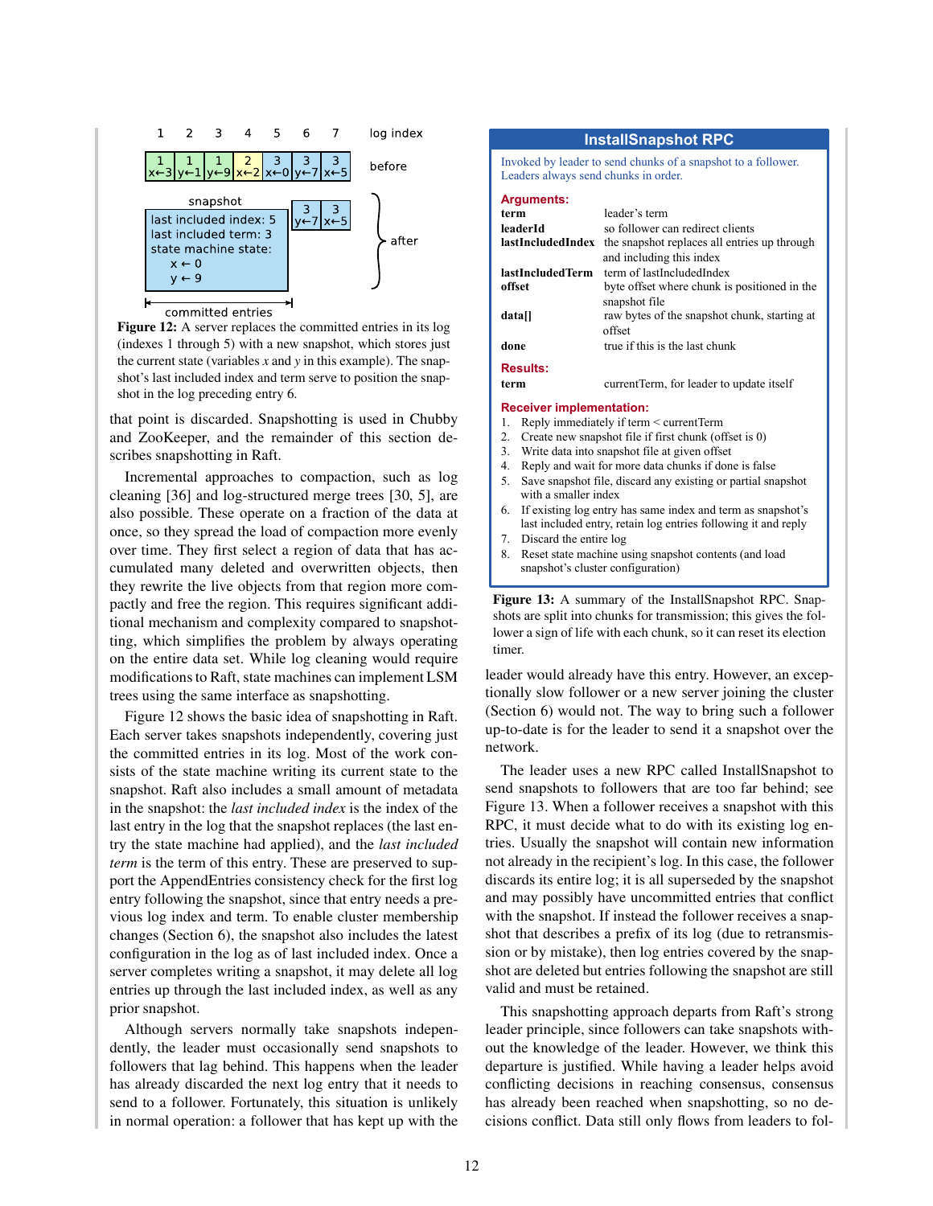Figure 12: A server replaces the committed entries in its log (indexes 1 through 5) with a new snapshot, which stores just the current state (variables $x$ and $y$ in this example). The snapshot's last included index and term serve to position the snapshot in the log preceding entry 6.

that point is discarded. Snapshotting is used in Chubby and ZooKeeper, and the remainder of this section describes snapshotting in Raft.

Incremental approaches to compaction, such as log cleaning [36] and log-structured merge trees [30, 5], are also possible. These operate on a fraction of the data at once, so they spread the load of compaction more evenly over time. They first select a region of data that has accumulated many deleted and overwritten objects, then they rewrite the live objects from that region more compactly and free the region. This requires significant additional mechanism and complexity compared to snapshotting, which simplifies the problem by always operating on the entire data set. While log cleaning would require modifications to Raft, state machines can implement LSM trees using the same interface as snapshotting.

Figure 12 shows the basic idea of snapshotting in Raft. Each server takes snapshots independently, covering just the committed entries in its log. Most of the work consists of the state machine writing its current state to the snapshot. Raft also includes a small amount of metadata in the snapshot: the *last included index* is the index of the last entry in the log that the snapshot replaces (the last entry the state machine had applied), and the *last included term* is the term of this entry. These are preserved to support the AppendEntries consistency check for the first log entry following the snapshot, since that entry needs a previous log index and term. To enable cluster membership changes (Section 6), the snapshot also includes the latest configuration in the log as of last included index. Once a server completes writing a snapshot, it may delete all log entries up through the last included index, as well as any prior snapshot.

Although servers normally take snapshots independently, the leader must occasionally send snapshots to followers that lag behind. This happens when the leader has already discarded the next log entry that it needs to send to a follower. Fortunately, this situation is unlikely in normal operation: a follower that has kept up with the leader would already have this entry. However, an exceptionally slow follower or a new server joining the cluster (Section 6) would not. The way to bring such a follower up-to-date is for the leader to send it a snapshot over the network.

**InstallSnapshot RPC**

Invoked by leader to send chunks of a snapshot to a follower. Leaders always send chunks in order.

**Arguments:**

| | |
|---|---|
| **term** | leader's term |
| **leaderId** | so follower can redirect clients |
| **lastIncludedIndex** | the snapshot replaces all entries up through and including this index |
| **lastIncludedTerm** | term of lastIncludedIndex |
| **offset** | byte offset where chunk is positioned in the snapshot file |
| **data[]** | raw bytes of the snapshot chunk, starting at offset |
| **done** | true if this is the last chunk |

**Results:**

| | |
|---|---|
| **term** | currentTerm, for leader to update itself |

**Receiver implementation:**

1. Reply immediately if term < currentTerm
2. Create new snapshot file if first chunk (offset is 0)
3. Write data into snapshot file at given offset
4. Reply and wait for more data chunks if done is false
5. Save snapshot file, discard any existing or partial snapshot with a smaller index
6. If existing log entry has same index and term as snapshot's last included entry, retain log entries following it and reply
7. Discard the entire log
8. Reset state machine using snapshot contents (and load snapshot's cluster configuration)

**Figure 13:** A summary of the InstallSnapshot RPC. Snapshots are split into chunks for transmission; this gives the follower a sign of life with each chunk, so it can reset its election timer.

The leader uses a new RPC called InstallSnapshot to send snapshots to followers that are too far behind; see Figure 13. When a follower receives a snapshot with this RPC, it must decide what to do with its existing log entries. Usually the snapshot will contain new information not already in the recipient's log. In this case, the follower discards its entire log; it is all superseded by the snapshot and may possibly have uncommitted entries that conflict with the snapshot. If instead the follower receives a snapshot that describes a prefix of its log (due to retransmission or by mistake), then log entries covered by the snapshot are deleted but entries following the snapshot are still valid and must be retained.

This snapshotting approach departs from Raft's strong leader principle, since followers can take snapshots without the knowledge of the leader. However, we think this departure is justified. While having a leader helps avoid conflicting decisions in reaching consensus, consensus has already been reached when snapshotting, so no decisions conflict. Data still only flows from leaders to fol-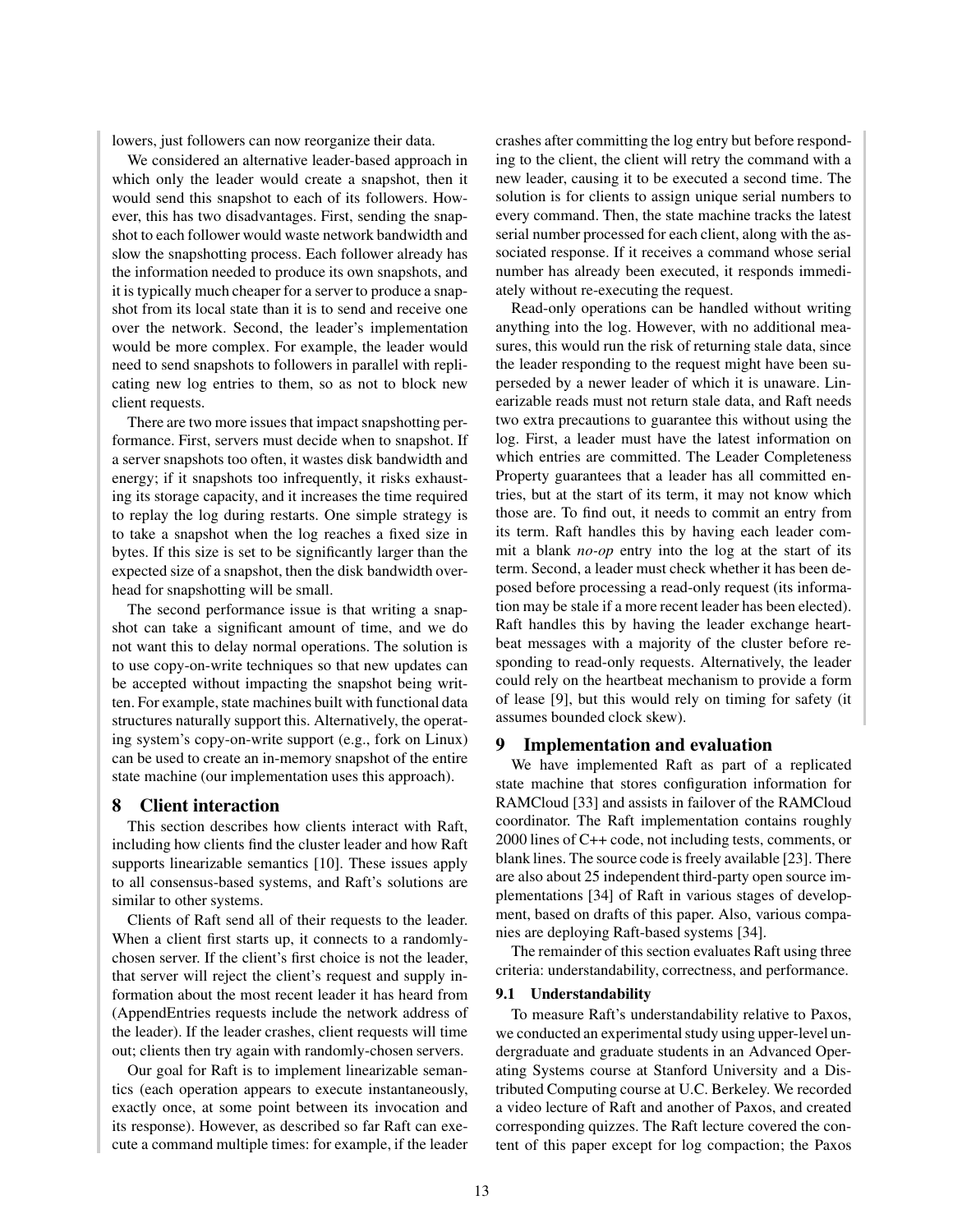lowers, just followers can now reorganize their data.

We considered an alternative leader-based approach in which only the leader would create a snapshot, then it would send this snapshot to each of its followers. However, this has two disadvantages. First, sending the snapshot to each follower would waste network bandwidth and slow the snapshotting process. Each follower already has the information needed to produce its own snapshots, and it is typically much cheaper for a server to produce a snapshot from its local state than it is to send and receive one over the network. Second, the leader's implementation would be more complex. For example, the leader would need to send snapshots to followers in parallel with replicating new log entries to them, so as not to block new client requests.

There are two more issues that impact snapshotting performance. First, servers must decide when to snapshot. If a server snapshots too often, it wastes disk bandwidth and energy; if it snapshots too infrequently, it risks exhausting its storage capacity, and it increases the time required to replay the log during restarts. One simple strategy is to take a snapshot when the log reaches a fixed size in bytes. If this size is set to be significantly larger than the expected size of a snapshot, then the disk bandwidth overhead for snapshotting will be small.

The second performance issue is that writing a snapshot can take a significant amount of time, and we do not want this to delay normal operations. The solution is to use copy-on-write techniques so that new updates can be accepted without impacting the snapshot being written. For example, state machines built with functional data structures naturally support this. Alternatively, the operating system's copy-on-write support (e.g., fork on Linux) can be used to create an in-memory snapshot of the entire state machine (our implementation uses this approach).

## 8 Client interaction

This section describes how clients interact with Raft, including how clients find the cluster leader and how Raft supports linearizable semantics [10]. These issues apply to all consensus-based systems, and Raft's solutions are similar to other systems.

Clients of Raft send all of their requests to the leader. When a client first starts up, it connects to a randomly-chosen server. If the client's first choice is not the leader, that server will reject the client's request and supply information about the most recent leader it has heard from (AppendEntries requests include the network address of the leader). If the leader crashes, client requests will time out; clients then try again with randomly-chosen servers.

Our goal for Raft is to implement linearizable semantics (each operation appears to execute instantaneously, exactly once, at some point between its invocation and its response). However, as described so far Raft can execute a command multiple times: for example, if the leader crashes after committing the log entry but before responding to the client, the client will retry the command with a new leader, causing it to be executed a second time. The solution is for clients to assign unique serial numbers to every command. Then, the state machine tracks the latest serial number processed for each client, along with the associated response. If it receives a command whose serial number has already been executed, it responds immediately without re-executing the request.

Read-only operations can be handled without writing anything into the log. However, with no additional measures, this would run the risk of returning stale data, since the leader responding to the request might have been superseded by a newer leader of which it is unaware. Linearizable reads must not return stale data, and Raft needs two extra precautions to guarantee this without using the log. First, a leader must have the latest information on which entries are committed. The Leader Completeness Property guarantees that a leader has all committed entries, but at the start of its term, it may not know which those are. To find out, it needs to commit an entry from its term. Raft handles this by having each leader commit a blank *no-op* entry into the log at the start of its term. Second, a leader must check whether it has been deposed before processing a read-only request (its information may be stale if a more recent leader has been elected). Raft handles this by having the leader exchange heartbeat messages with a majority of the cluster before responding to read-only requests. Alternatively, the leader could rely on the heartbeat mechanism to provide a form of lease [9], but this would rely on timing for safety (it assumes bounded clock skew).

## 9 Implementation and evaluation

We have implemented Raft as part of a replicated state machine that stores configuration information for RAMCloud [33] and assists in failover of the RAMCloud coordinator. The Raft implementation contains roughly 2000 lines of C++ code, not including tests, comments, or blank lines. The source code is freely available [23]. There are also about 25 independent third-party open source implementations [34] of Raft in various stages of development, based on drafts of this paper. Also, various companies are deploying Raft-based systems [34].

The remainder of this section evaluates Raft using three criteria: understandability, correctness, and performance.

### 9.1 Understandability

To measure Raft's understandability relative to Paxos, we conducted an experimental study using upper-level undergraduate and graduate students in an Advanced Operating Systems course at Stanford University and a Distributed Computing course at U.C. Berkeley. We recorded a video lecture of Raft and another of Paxos, and created corresponding quizzes. The Raft lecture covered the content of this paper except for log compaction; the Paxos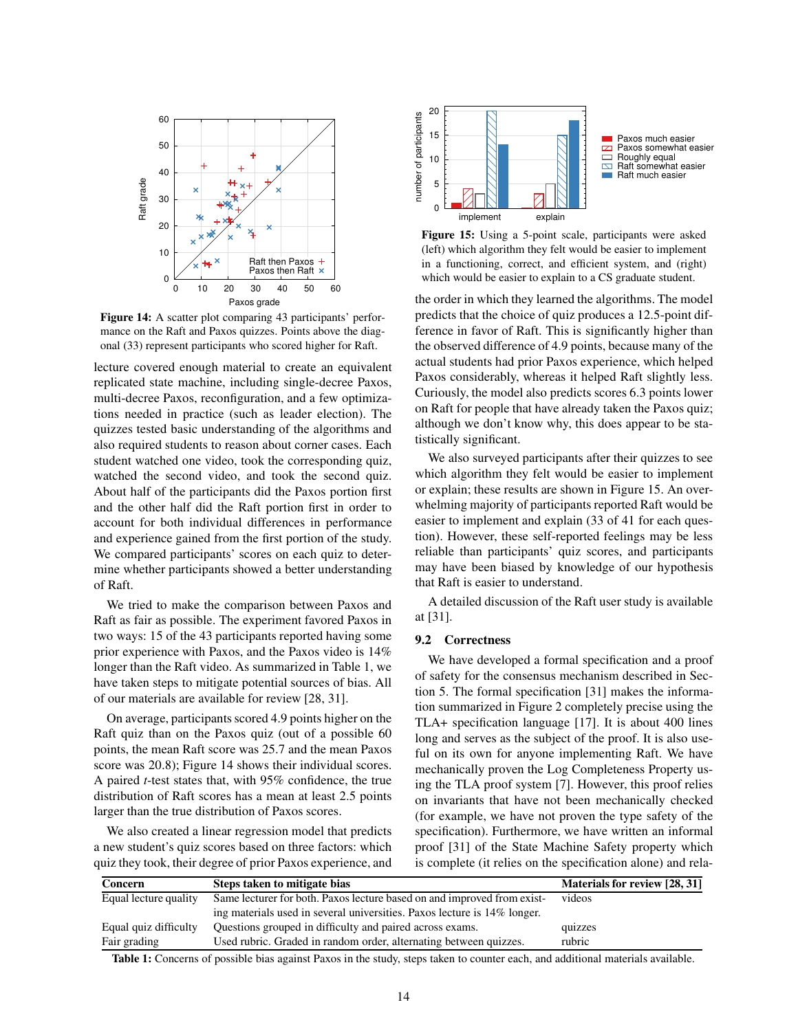Figure 14: A scatter plot comparing 43 participants' performance on the Raft and Paxos quizzes. Points above the diagonal (33) represent participants who scored higher for Raft.

Figure 15: Using a 5-point scale, participants were asked (left) which algorithm they felt would be easier to implement in a functioning, correct, and efficient system, and (right) which would be easier to explain to a CS graduate student.

lecture covered enough material to create an equivalent replicated state machine, including single-decree Paxos, multi-decree Paxos, reconfiguration, and a few optimizations needed in practice (such as leader election). The quizzes tested basic understanding of the algorithms and also required students to reason about corner cases. Each student watched one video, took the corresponding quiz, watched the second video, and took the second quiz. About half of the participants did the Paxos portion first and the other half did the Raft portion first in order to account for both individual differences in performance and experience gained from the first portion of the study. We compared participants' scores on each quiz to determine whether participants showed a better understanding of Raft.

We tried to make the comparison between Paxos and Raft as fair as possible. The experiment favored Paxos in two ways: 15 of the 43 participants reported having some prior experience with Paxos, and the Paxos video is 14% longer than the Raft video. As summarized in Table 1, we have taken steps to mitigate potential sources of bias. All of our materials are available for review [28, 31].

On average, participants scored 4.9 points higher on the Raft quiz than on the Paxos quiz (out of a possible 60 points, the mean Raft score was 25.7 and the mean Paxos score was 20.8); Figure 14 shows their individual scores. A paired $t$-test states that, with 95% confidence, the true distribution of Raft scores has a mean at least 2.5 points larger than the true distribution of Paxos scores.

We also created a linear regression model that predicts a new student's quiz scores based on three factors: which quiz they took, their degree of prior Paxos experience, and the order in which they learned the algorithms. The model predicts that the choice of quiz produces a 12.5-point difference in favor of Raft. This is significantly higher than the observed difference of 4.9 points, because many of the actual students had prior Paxos experience, which helped Paxos considerably, whereas it helped Raft slightly less. Curiously, the model also predicts scores 6.3 points lower on Raft for people that have already taken the Paxos quiz; although we don't know why, this does appear to be statistically significant.

We also surveyed participants after their quizzes to see which algorithm they felt would be easier to implement or explain; these results are shown in Figure 15. An overwhelming majority of participants reported Raft would be easier to implement and explain (33 of 41 for each question). However, these self-reported feelings may be less reliable than participants' quiz scores, and participants may have been biased by knowledge of our hypothesis that Raft is easier to understand.

A detailed discussion of the Raft user study is available at [31].

### 9.2 Correctness

We have developed a formal specification and a proof of safety for the consensus mechanism described in Section 5. The formal specification [31] makes the information summarized in Figure 2 completely precise using the TLA+ specification language [17]. It is about 400 lines long and serves as the subject of the proof. It is also useful on its own for anyone implementing Raft. We have mechanically proven the Log Completeness Property using the TLA proof system [7]. However, this proof relies on invariants that have not been mechanically checked (for example, we have not proven the type safety of the specification). Furthermore, we have written an informal proof [31] of the State Machine Safety property which is complete (it relies on the specification alone) and rela-

| Concern | Steps taken to mitigate bias | Materials for review [28, 31] |
|---|---|---|
| Equal lecture quality | Same lecturer for both. Paxos lecture based on and improved from existing materials used in several universities. Paxos lecture is 14% longer. | videos |
| Equal quiz difficulty | Questions grouped in difficulty and paired across exams. | quizzes |
| Fair grading | Used rubric. Graded in random order, alternating between quizzes. | rubric |

**Table 1:** Concerns of possible bias against Paxos in the study, steps taken to counter each, and additional materials available.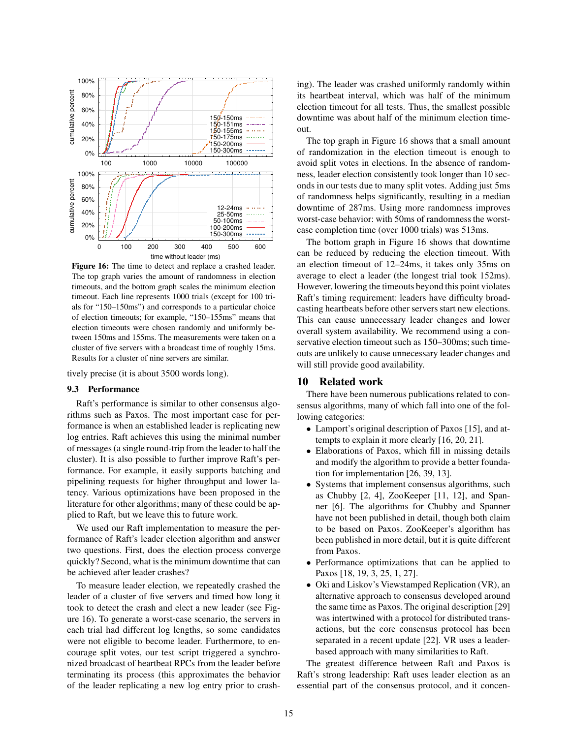**Figure 16:** The time to detect and replace a crashed leader. The top graph varies the amount of randomness in election timeouts, and the bottom graph scales the minimum election timeout. Each line represents 1000 trials (except for 100 trials for "150–150ms") and corresponds to a particular choice of election timeouts; for example, "150–155ms" means that election timeouts were chosen randomly and uniformly between 150ms and 155ms. The measurements were taken on a cluster of five servers with a broadcast time of roughly 15ms. Results for a cluster of nine servers are similar.

tively precise (it is about 3500 words long).

### 9.3 Performance

Raft's performance is similar to other consensus algorithms such as Paxos. The most important case for performance is when an established leader is replicating new log entries. Raft achieves this using the minimal number of messages (a single round-trip from the leader to half the cluster). It is also possible to further improve Raft's performance. For example, it easily supports batching and pipelining requests for higher throughput and lower latency. Various optimizations have been proposed in the literature for other algorithms; many of these could be applied to Raft, but we leave this to future work.

We used our Raft implementation to measure the performance of Raft's leader election algorithm and answer two questions. First, does the election process converge quickly? Second, what is the minimum downtime that can be achieved after leader crashes?

To measure leader election, we repeatedly crashed the leader of a cluster of five servers and timed how long it took to detect the crash and elect a new leader (see Figure 16). To generate a worst-case scenario, the servers in each trial had different log lengths, so some candidates were not eligible to become leader. Furthermore, to encourage split votes, our test script triggered a synchronized broadcast of heartbeat RPCs from the leader before terminating its process (this approximates the behavior of the leader replicating a new log entry prior to crashing). The leader was crashed uniformly randomly within its heartbeat interval, which was half of the minimum election timeout for all tests. Thus, the smallest possible downtime was about half of the minimum election timeout.

The top graph in Figure 16 shows that a small amount of randomization in the election timeout is enough to avoid split votes in elections. In the absence of randomness, leader election consistently took longer than 10 seconds in our tests due to many split votes. Adding just 5ms of randomness helps significantly, resulting in a median downtime of 287ms. Using more randomness improves worst-case behavior: with 50ms of randomness the worst-case completion time (over 1000 trials) was 513ms.

The bottom graph in Figure 16 shows that downtime can be reduced by reducing the election timeout. With an election timeout of 12–24ms, it takes only 35ms on average to elect a leader (the longest trial took 152ms). However, lowering the timeouts beyond this point violates Raft's timing requirement: leaders have difficulty broadcasting heartbeats before other servers start new elections. This can cause unnecessary leader changes and lower overall system availability. We recommend using a conservative election timeout such as 150–300ms; such timeouts are unlikely to cause unnecessary leader changes and will still provide good availability.

## 10 Related work

There have been numerous publications related to consensus algorithms, many of which fall into one of the following categories:

- Lamport's original description of Paxos [15], and attempts to explain it more clearly [16, 20, 21].
- Elaborations of Paxos, which fill in missing details and modify the algorithm to provide a better foundation for implementation [26, 39, 13].
- Systems that implement consensus algorithms, such as Chubby [2, 4], ZooKeeper [11, 12], and Spanner [6]. The algorithms for Chubby and Spanner have not been published in detail, though both claim to be based on Paxos. ZooKeeper's algorithm has been published in more detail, but it is quite different from Paxos.
- Performance optimizations that can be applied to Paxos [18, 19, 3, 25, 1, 27].
- Oki and Liskov's Viewstamped Replication (VR), an alternative approach to consensus developed around the same time as Paxos. The original description [29] was intertwined with a protocol for distributed transactions, but the core consensus protocol has been separated in a recent update [22]. VR uses a leader-based approach with many similarities to Raft.

The greatest difference between Raft and Paxos is Raft's strong leadership: Raft uses leader election as an essential part of the consensus protocol, and it concen-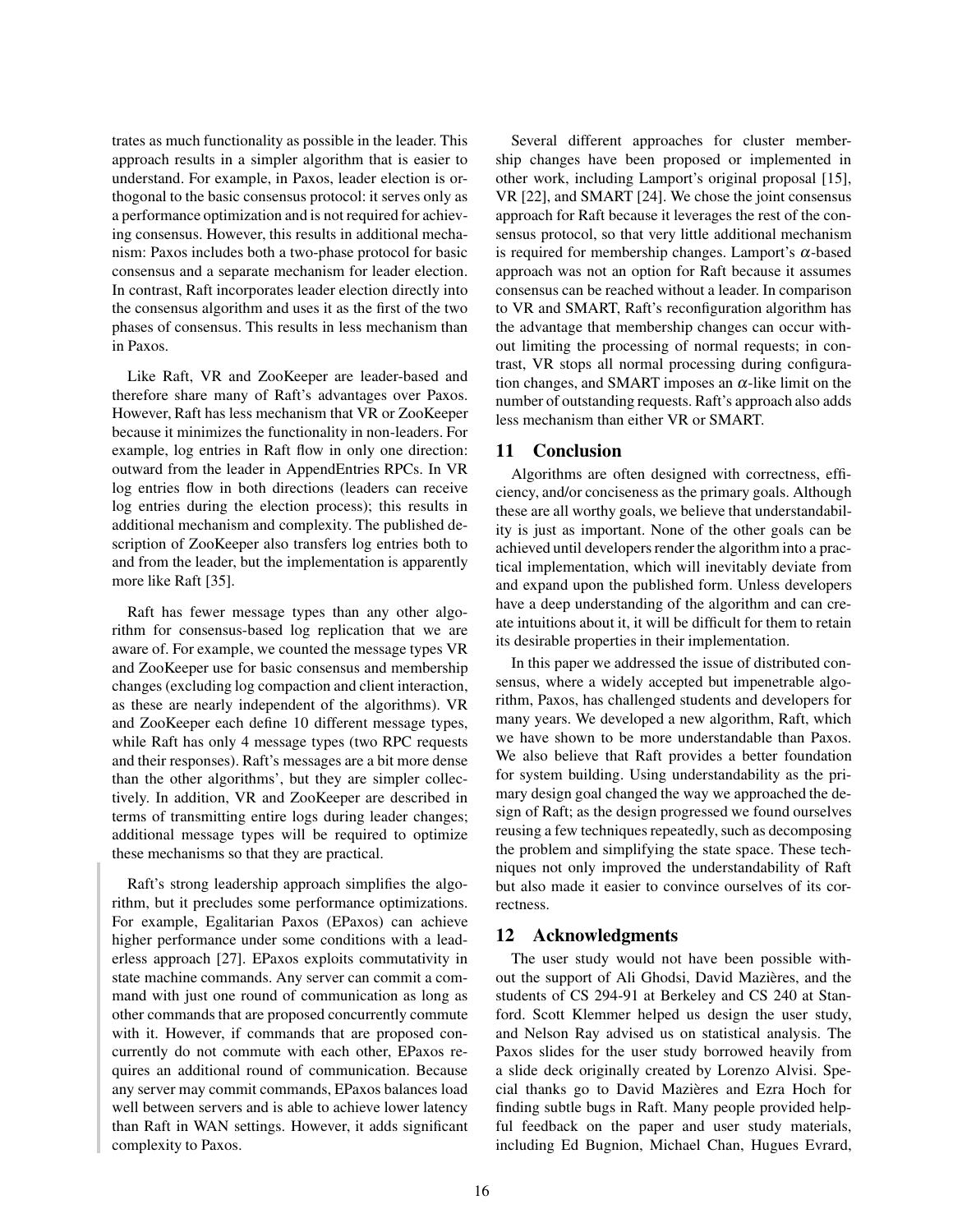trates as much functionality as possible in the leader. This approach results in a simpler algorithm that is easier to understand. For example, in Paxos, leader election is orthogonal to the basic consensus protocol: it serves only as a performance optimization and is not required for achieving consensus. However, this results in additional mechanism: Paxos includes both a two-phase protocol for basic consensus and a separate mechanism for leader election. In contrast, Raft incorporates leader election directly into the consensus algorithm and uses it as the first of the two phases of consensus. This results in less mechanism than in Paxos.

Like Raft, VR and ZooKeeper are leader-based and therefore share many of Raft's advantages over Paxos. However, Raft has less mechanism that VR or ZooKeeper because it minimizes the functionality in non-leaders. For example, log entries in Raft flow in only one direction: outward from the leader in AppendEntries RPCs. In VR log entries flow in both directions (leaders can receive log entries during the election process); this results in additional mechanism and complexity. The published description of ZooKeeper also transfers log entries both to and from the leader, but the implementation is apparently more like Raft [35].

Raft has fewer message types than any other algorithm for consensus-based log replication that we are aware of. For example, we counted the message types VR and ZooKeeper use for basic consensus and membership changes (excluding log compaction and client interaction, as these are nearly independent of the algorithms). VR and ZooKeeper each define 10 different message types, while Raft has only 4 message types (two RPC requests and their responses). Raft's messages are a bit more dense than the other algorithms', but they are simpler collectively. In addition, VR and ZooKeeper are described in terms of transmitting entire logs during leader changes; additional message types will be required to optimize these mechanisms so that they are practical.

Raft's strong leadership approach simplifies the algorithm, but it precludes some performance optimizations. For example, Egalitarian Paxos (EPaxos) can achieve higher performance under some conditions with a leaderless approach [27]. EPaxos exploits commutativity in state machine commands. Any server can commit a command with just one round of communication as long as other commands that are proposed concurrently commute with it. However, if commands that are proposed concurrently do not commute with each other, EPaxos requires an additional round of communication. Because any server may commit commands, EPaxos balances load well between servers and is able to achieve lower latency than Raft in WAN settings. However, it adds significant complexity to Paxos.

Several different approaches for cluster membership changes have been proposed or implemented in other work, including Lamport's original proposal [15], VR [22], and SMART [24]. We chose the joint consensus approach for Raft because it leverages the rest of the consensus protocol, so that very little additional mechanism is required for membership changes. Lamport's $\alpha$-based approach was not an option for Raft because it assumes consensus can be reached without a leader. In comparison to VR and SMART, Raft's reconfiguration algorithm has the advantage that membership changes can occur without limiting the processing of normal requests; in contrast, VR stops all normal processing during configuration changes, and SMART imposes an $\alpha$-like limit on the number of outstanding requests. Raft's approach also adds less mechanism than either VR or SMART.

## 11 Conclusion

Algorithms are often designed with correctness, efficiency, and/or conciseness as the primary goals. Although these are all worthy goals, we believe that understandability is just as important. None of the other goals can be achieved until developers render the algorithm into a practical implementation, which will inevitably deviate from and expand upon the published form. Unless developers have a deep understanding of the algorithm and can create intuitions about it, it will be difficult for them to retain its desirable properties in their implementation.

In this paper we addressed the issue of distributed consensus, where a widely accepted but impenetrable algorithm, Paxos, has challenged students and developers for many years. We developed a new algorithm, Raft, which we have shown to be more understandable than Paxos. We also believe that Raft provides a better foundation for system building. Using understandability as the primary design goal changed the way we approached the design of Raft; as the design progressed we found ourselves reusing a few techniques repeatedly, such as decomposing the problem and simplifying the state space. These techniques not only improved the understandability of Raft but also made it easier to convince ourselves of its correctness.

## 12 Acknowledgments

The user study would not have been possible without the support of Ali Ghodsi, David Mazières, and the students of CS 294-91 at Berkeley and CS 240 at Stanford. Scott Klemmer helped us design the user study, and Nelson Ray advised us on statistical analysis. The Paxos slides for the user study borrowed heavily from a slide deck originally created by Lorenzo Alvisi. Special thanks go to David Mazières and Ezra Hoch for finding subtle bugs in Raft. Many people provided helpful feedback on the paper and user study materials, including Ed Bugnion, Michael Chan, Hugues Evrard,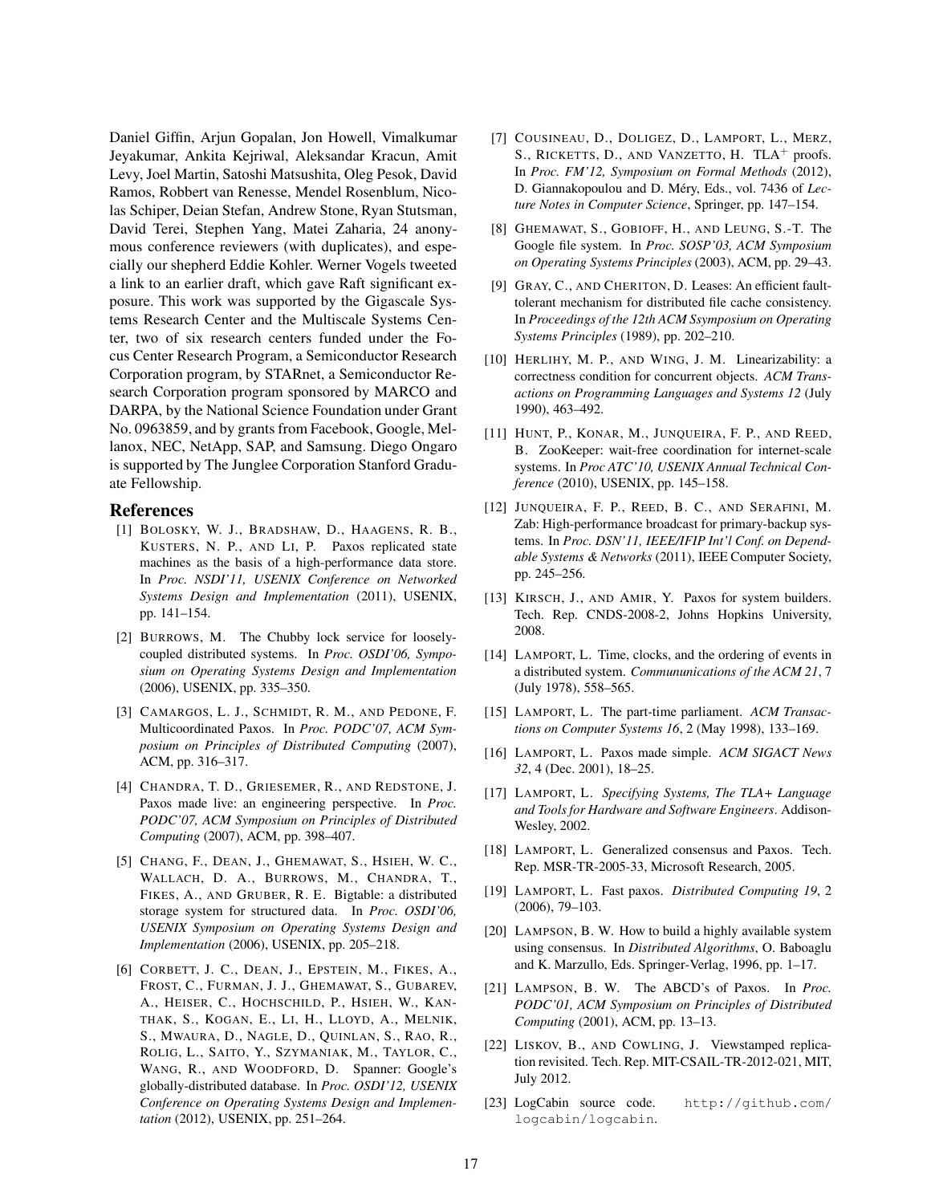Daniel Giffin, Arjun Gopalan, Jon Howell, Vimalkumar Jeyakumar, Ankita Kejriwal, Aleksandar Kracun, Amit Levy, Joel Martin, Satoshi Matsushita, Oleg Pesok, David Ramos, Robbert van Renesse, Mendel Rosenblum, Nicolas Schiper, Deian Stefan, Andrew Stone, Ryan Stutsman, David Terei, Stephen Yang, Matei Zaharia, 24 anonymous conference reviewers (with duplicates), and especially our shepherd Eddie Kohler. Werner Vogels tweeted a link to an earlier draft, which gave Raft significant exposure. This work was supported by the Gigascale Systems Research Center and the Multiscale Systems Center, two of six research centers funded under the Focus Center Research Program, a Semiconductor Research Corporation program, by STARnet, a Semiconductor Research Corporation program sponsored by MARCO and DARPA, by the National Science Foundation under Grant No. 0963859, and by grants from Facebook, Google, Mellanox, NEC, NetApp, SAP, and Samsung. Diego Ongaro is supported by The Junglee Corporation Stanford Graduate Fellowship.

## References

[1] Bolosky, W. J., Bradshaw, D., Haagens, R. B., Kusters, N. P., and Li, P. Paxos replicated state machines as the basis of a high-performance data store. In *Proc. NSDI'11, USENIX Conference on Networked Systems Design and Implementation* (2011), USENIX, pp. 141–154.

[2] Burrows, M. The Chubby lock service for loosely-coupled distributed systems. In *Proc. OSDI'06, Symposium on Operating Systems Design and Implementation* (2006), USENIX, pp. 335–350.

[3] Camargos, L. J., Schmidt, R. M., and Pedone, F. Multicoordinated Paxos. In *Proc. PODC'07, ACM Symposium on Principles of Distributed Computing* (2007), ACM, pp. 316–317.

[4] Chandra, T. D., Griesemer, R., and Redstone, J. Paxos made live: an engineering perspective. In *Proc. PODC'07, ACM Symposium on Principles of Distributed Computing* (2007), ACM, pp. 398–407.

[5] Chang, F., Dean, J., Ghemawat, S., Hsieh, W. C., Wallach, D. A., Burrows, M., Chandra, T., Fikes, A., and Gruber, R. E. Bigtable: a distributed storage system for structured data. In *Proc. OSDI'06, USENIX Symposium on Operating Systems Design and Implementation* (2006), USENIX, pp. 205–218.

[6] Corbett, J. C., Dean, J., Epstein, M., Fikes, A., Frost, C., Furman, J. J., Ghemawat, S., Gubarev, A., Heiser, C., Hochschild, P., Hsieh, W., Kanthak, S., Kogan, E., Li, H., Lloyd, A., Melnik, S., Mwaura, D., Nagle, D., Quinlan, S., Rao, R., Rolig, L., Saito, Y., Szymaniak, M., Taylor, C., Wang, R., and Woodford, D. Spanner: Google's globally-distributed database. In *Proc. OSDI'12, USENIX Conference on Operating Systems Design and Implementation* (2012), USENIX, pp. 251–264.

[7] Cousineau, D., Doligez, D., Lamport, L., Merz, S., Ricketts, D., and Vanzetto, H. TLA$^+$ proofs. In *Proc. FM'12, Symposium on Formal Methods* (2012), D. Giannakopoulou and D. Méry, Eds., vol. 7436 of *Lecture Notes in Computer Science*, Springer, pp. 147–154.

[8] Ghemawat, S., Gobioff, H., and Leung, S.-T. The Google file system. In *Proc. SOSP'03, ACM Symposium on Operating Systems Principles* (2003), ACM, pp. 29–43.

[9] Gray, C., and Cheriton, D. Leases: An efficient fault-tolerant mechanism for distributed file cache consistency. In *Proceedings of the 12th ACM Ssymposium on Operating Systems Principles* (1989), pp. 202–210.

[10] Herlihy, M. P., and Wing, J. M. Linearizability: a correctness condition for concurrent objects. *ACM Transactions on Programming Languages and Systems 12* (July 1990), 463–492.

[11] Hunt, P., Konar, M., Junqueira, F. P., and Reed, B. ZooKeeper: wait-free coordination for internet-scale systems. In *Proc ATC'10, USENIX Annual Technical Conference* (2010), USENIX, pp. 145–158.

[12] Junqueira, F. P., Reed, B. C., and Serafini, M. Zab: High-performance broadcast for primary-backup systems. In *Proc. DSN'11, IEEE/IFIP Int'l Conf. on Dependable Systems & Networks* (2011), IEEE Computer Society, pp. 245–256.

[13] Kirsch, J., and Amir, Y. Paxos for system builders. Tech. Rep. CNDS-2008-2, Johns Hopkins University, 2008.

[14] Lamport, L. Time, clocks, and the ordering of events in a distributed system. *Commununications of the ACM 21*, 7 (July 1978), 558–565.

[15] Lamport, L. The part-time parliament. *ACM Transactions on Computer Systems 16*, 2 (May 1998), 133–169.

[16] Lamport, L. Paxos made simple. *ACM SIGACT News 32*, 4 (Dec. 2001), 18–25.

[17] Lamport, L. *Specifying Systems, The TLA+ Language and Tools for Hardware and Software Engineers*. Addison-Wesley, 2002.

[18] Lamport, L. Generalized consensus and Paxos. Tech. Rep. MSR-TR-2005-33, Microsoft Research, 2005.

[19] Lamport, L. Fast paxos. *Distributed Computing 19*, 2 (2006), 79–103.

[20] Lampson, B. W. How to build a highly available system using consensus. In *Distributed Algorithms*, O. Baboaglu and K. Marzullo, Eds. Springer-Verlag, 1996, pp. 1–17.

[21] Lampson, B. W. The ABCD's of Paxos. In *Proc. PODC'01, ACM Symposium on Principles of Distributed Computing* (2001), ACM, pp. 13–13.

[22] Liskov, B., and Cowling, J. Viewstamped replication revisited. Tech. Rep. MIT-CSAIL-TR-2012-021, MIT, July 2012.

[23] LogCabin source code. http://github.com/logcabin/logcabin.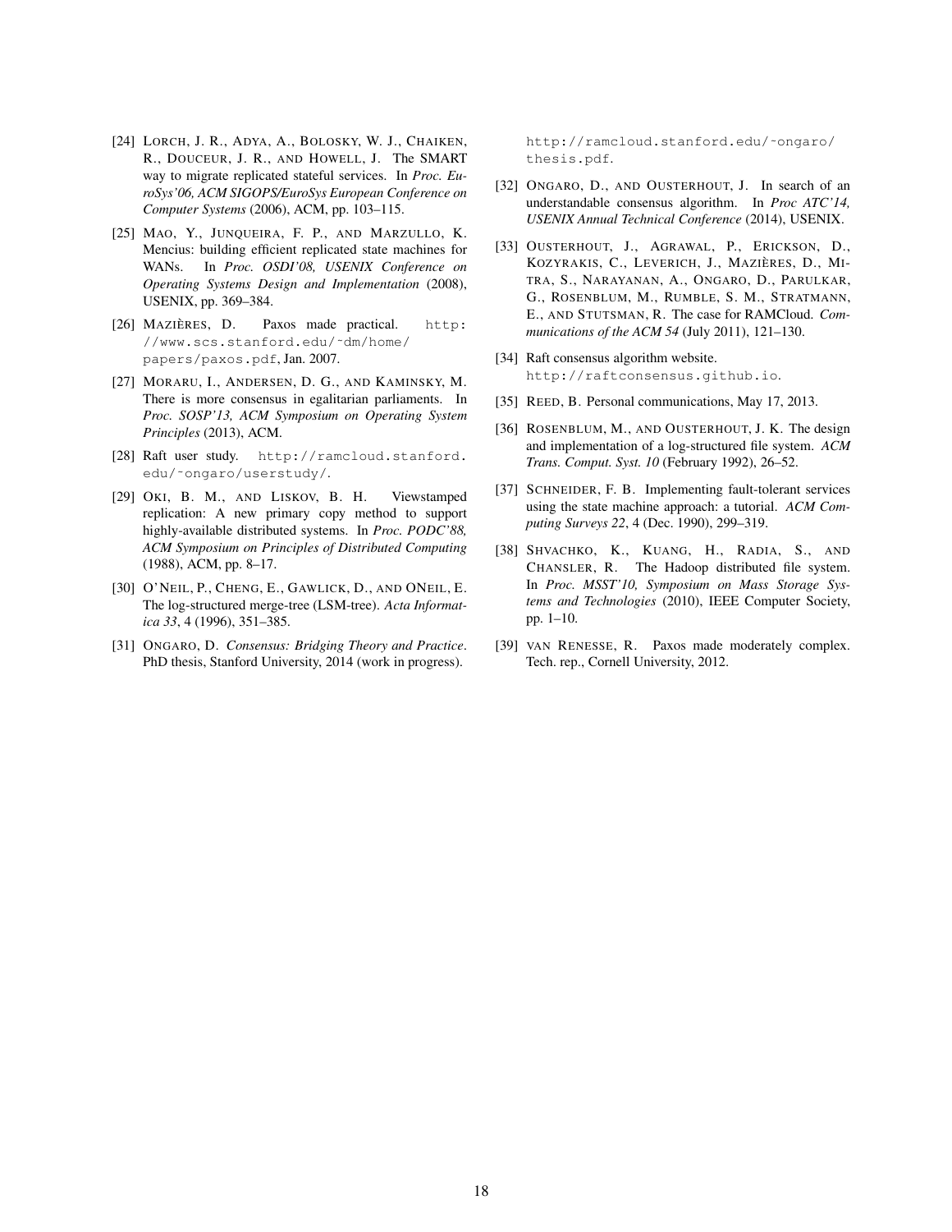[24] LORCH, J. R., ADYA, A., BOLOSKY, W. J., CHAIKEN, R., DOUCEUR, J. R., AND HOWELL, J. The SMART way to migrate replicated stateful services. In *Proc. EuroSys'06, ACM SIGOPS/EuroSys European Conference on Computer Systems* (2006), ACM, pp. 103–115.

[25] MAO, Y., JUNQUEIRA, F. P., AND MARZULLO, K. Mencius: building efficient replicated state machines for WANs. In *Proc. OSDI'08, USENIX Conference on Operating Systems Design and Implementation* (2008), USENIX, pp. 369–384.

[26] MAZIÈRES, D. Paxos made practical. http://www.scs.stanford.edu/~dm/home/papers/paxos.pdf, Jan. 2007.

[27] MORARU, I., ANDERSEN, D. G., AND KAMINSKY, M. There is more consensus in egalitarian parliaments. In *Proc. SOSP'13, ACM Symposium on Operating System Principles* (2013), ACM.

[28] Raft user study. http://ramcloud.stanford.edu/~ongaro/userstudy/.

[29] OKI, B. M., AND LISKOV, B. H. Viewstamped replication: A new primary copy method to support highly-available distributed systems. In *Proc. PODC'88, ACM Symposium on Principles of Distributed Computing* (1988), ACM, pp. 8–17.

[30] O'NEIL, P., CHENG, E., GAWLICK, D., AND ONEIL, E. The log-structured merge-tree (LSM-tree). *Acta Informatica 33*, 4 (1996), 351–385.

[31] ONGARO, D. *Consensus: Bridging Theory and Practice*. PhD thesis, Stanford University, 2014 (work in progress). http://ramcloud.stanford.edu/~ongaro/thesis.pdf.

[32] ONGARO, D., AND OUSTERHOUT, J. In search of an understandable consensus algorithm. In *Proc ATC'14, USENIX Annual Technical Conference* (2014), USENIX.

[33] OUSTERHOUT, J., AGRAWAL, P., ERICKSON, D., KOZYRAKIS, C., LEVERICH, J., MAZIÈRES, D., MITRA, S., NARAYANAN, A., ONGARO, D., PARULKAR, G., ROSENBLUM, M., RUMBLE, S. M., STRATMANN, E., AND STUTSMAN, R. The case for RAMCloud. *Communications of the ACM 54* (July 2011), 121–130.

[34] Raft consensus algorithm website. http://raftconsensus.github.io.

[35] REED, B. Personal communications, May 17, 2013.

[36] ROSENBLUM, M., AND OUSTERHOUT, J. K. The design and implementation of a log-structured file system. *ACM Trans. Comput. Syst. 10* (February 1992), 26–52.

[37] SCHNEIDER, F. B. Implementing fault-tolerant services using the state machine approach: a tutorial. *ACM Computing Surveys 22*, 4 (Dec. 1990), 299–319.

[38] SHVACHKO, K., KUANG, H., RADIA, S., AND CHANSLER, R. The Hadoop distributed file system. In *Proc. MSST'10, Symposium on Mass Storage Systems and Technologies* (2010), IEEE Computer Society, pp. 1–10.

[39] VAN RENESSE, R. Paxos made moderately complex. Tech. rep., Cornell University, 2012.